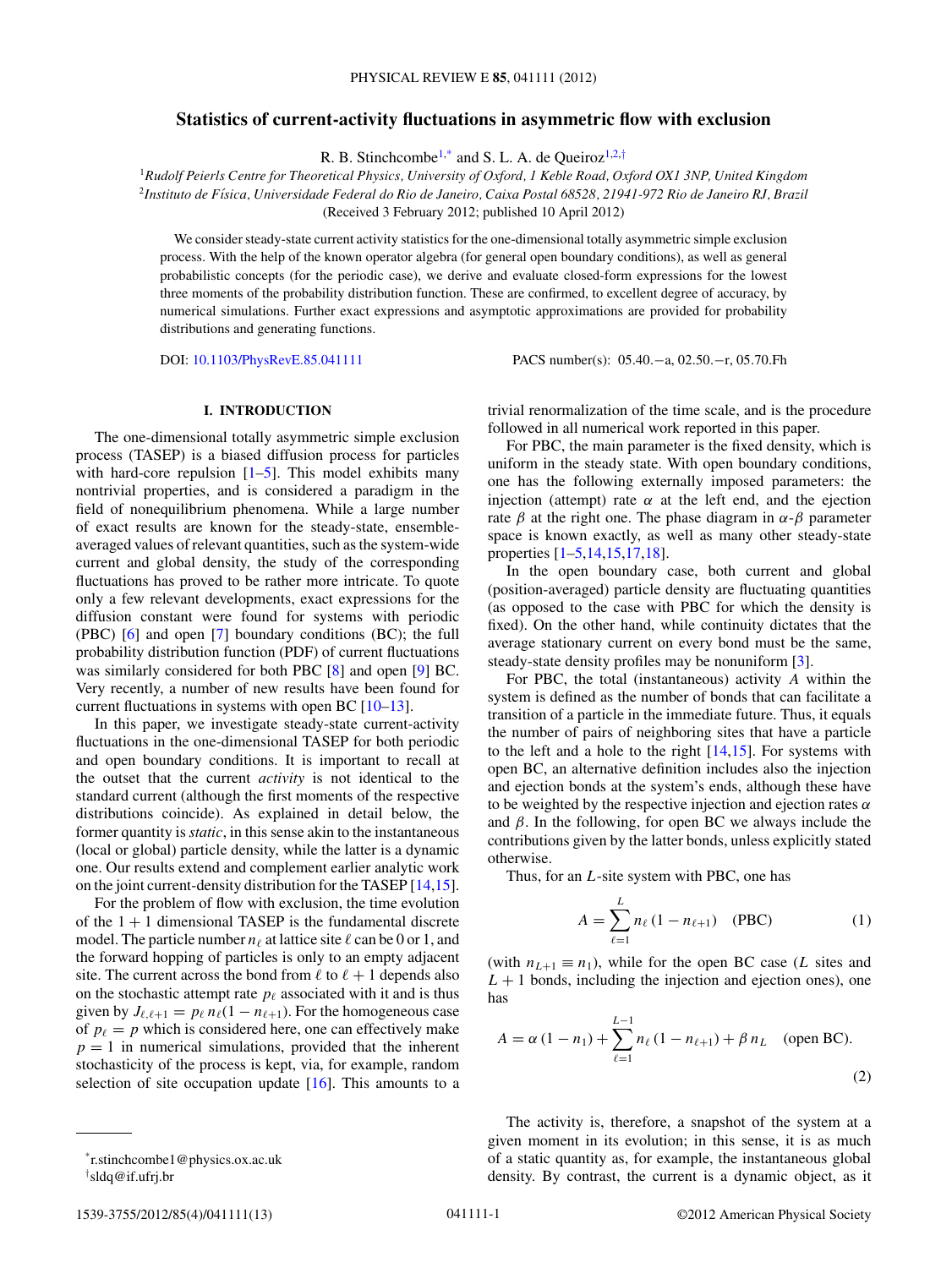# Statistics of current-activity fluctuations in asymmetric flow with exclusion

R. B. Stinchcombe[1,*] and S. L. A. de Queiroz[1,2,†]

[1]*Rudolf Peierls Centre for Theoretical Physics, University of Oxford, 1 Keble Road, Oxford OX1 3NP, United Kingdom*
[2]*Instituto de Física, Universidade Federal do Rio de Janeiro, Caixa Postal 68528, 21941-972 Rio de Janeiro RJ, Brazil*
(Received 3 February 2012; published 10 April 2012)

We consider steady-state current activity statistics for the one-dimensional totally asymmetric simple exclusion process. With the help of the known operator algebra (for general open boundary conditions), as well as general probabilistic concepts (for the periodic case), we derive and evaluate closed-form expressions for the lowest three moments of the probability distribution function. These are confirmed, to excellent degree of accuracy, by numerical simulations. Further exact expressions and asymptotic approximations are provided for probability distributions and generating functions.

DOI: 10.1103/PhysRevE.85.041111 PACS number(s): 05.40.−a, 02.50.−r, 05.70.Fh

## I. INTRODUCTION

The one-dimensional totally asymmetric simple exclusion process (TASEP) is a biased diffusion process for particles with hard-core repulsion [1–5]. This model exhibits many nontrivial properties, and is considered a paradigm in the field of nonequilibrium phenomena. While a large number of exact results are known for the steady-state, ensemble-averaged values of relevant quantities, such as the system-wide current and global density, the study of the corresponding fluctuations has proved to be rather more intricate. To quote only a few relevant developments, exact expressions for the diffusion constant were found for systems with periodic (PBC) [6] and open [7] boundary conditions (BC); the full probability distribution function (PDF) of current fluctuations was similarly considered for both PBC [8] and open [9] BC. Very recently, a number of new results have been found for current fluctuations in systems with open BC [10–13].

In this paper, we investigate steady-state current-activity fluctuations in the one-dimensional TASEP for both periodic and open boundary conditions. It is important to recall at the outset that the current *activity* is not identical to the standard current (although the first moments of the respective distributions coincide). As explained in detail below, the former quantity is *static*, in this sense akin to the instantaneous (local or global) particle density, while the latter is a dynamic one. Our results extend and complement earlier analytic work on the joint current-density distribution for the TASEP [14,15].

For the problem of flow with exclusion, the time evolution of the 1 + 1 dimensional TASEP is the fundamental discrete model. The particle number $n_\ell$ at lattice site $\ell$ can be 0 or 1, and the forward hopping of particles is only to an empty adjacent site. The current across the bond from $\ell$ to $\ell+1$ depends also on the stochastic attempt rate $p_\ell$ associated with it and is thus given by $J_{\ell,\ell+1} = p_\ell\, n_\ell(1 - n_{\ell+1})$. For the homogeneous case of $p_\ell = p$ which is considered here, one can effectively make $p = 1$ in numerical simulations, provided that the inherent stochasticity of the process is kept, via, for example, random selection of site occupation update [16]. This amounts to a trivial renormalization of the time scale, and is the procedure followed in all numerical work reported in this paper.

For PBC, the main parameter is the fixed density, which is uniform in the steady state. With open boundary conditions, one has the following externally imposed parameters: the injection (attempt) rate $\alpha$ at the left end, and the ejection rate $\beta$ at the right one. The phase diagram in $\alpha$-$\beta$ parameter space is known exactly, as well as many other steady-state properties [1–5,14,15,17,18].

In the open boundary case, both current and global (position-averaged) particle density are fluctuating quantities (as opposed to the case with PBC for which the density is fixed). On the other hand, while continuity dictates that the average stationary current on every bond must be the same, steady-state density profiles may be nonuniform [3].

For PBC, the total (instantaneous) activity $A$ within the system is defined as the number of bonds that can facilitate a transition of a particle in the immediate future. Thus, it equals the number of pairs of neighboring sites that have a particle to the left and a hole to the right [14,15]. For systems with open BC, an alternative definition includes also the injection and ejection bonds at the system's ends, although these have to be weighted by the respective injection and ejection rates $\alpha$ and $\beta$. In the following, for open BC we always include the contributions given by the latter bonds, unless explicitly stated otherwise.

Thus, for an $L$-site system with PBC, one has

$$A = \sum_{\ell=1}^{L} n_\ell\,(1 - n_{\ell+1}) \quad \text{(PBC)} \tag{1}$$

(with $n_{L+1} \equiv n_1$), while for the open BC case ($L$ sites and $L+1$ bonds, including the injection and ejection ones), one has

$$A = \alpha\,(1 - n_1) + \sum_{\ell=1}^{L-1} n_\ell\,(1 - n_{\ell+1}) + \beta\, n_L \quad \text{(open BC)}. \tag{2}$$

The activity is, therefore, a snapshot of the system at a given moment in its evolution; in this sense, it is as much of a static quantity as, for example, the instantaneous global density. By contrast, the current is a dynamic object, as it

---

*r.stinchcombe1@physics.ox.ac.uk
†sldq@if.ufrj.br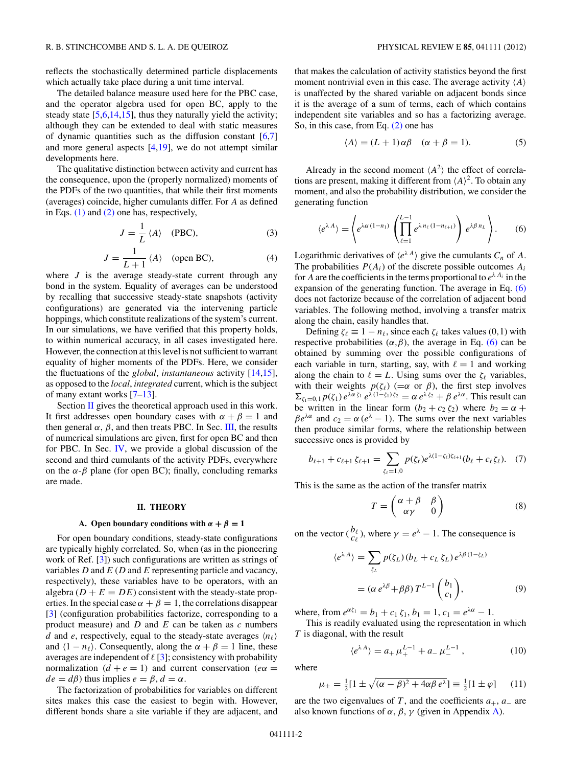reflects the stochastically determined particle displacements which actually take place during a unit time interval.

The detailed balance measure used here for the PBC case, and the operator algebra used for open BC, apply to the steady state [5,6,14,15], thus they naturally yield the activity; although they can be extended to deal with static measures of dynamic quantities such as the diffusion constant [6,7] and more general aspects [4,19], we do not attempt similar developments here.

The qualitative distinction between activity and current has the consequence, upon the (properly normalized) moments of the PDFs of the two quantities, that while their first moments (averages) coincide, higher cumulants differ. For $A$ as defined in Eqs. (1) and (2) one has, respectively,

$$J = \frac{1}{L}\,\langle A\rangle \quad \text{(PBC)}, \tag{3}$$

$$J = \frac{1}{L+1}\,\langle A\rangle \quad \text{(open BC)}, \tag{4}$$

where $J$ is the average steady-state current through any bond in the system. Equality of averages can be understood by recalling that successive steady-state snapshots (activity configurations) are generated via the intervening particle hoppings, which constitute realizations of the system's current. In our simulations, we have verified that this property holds, to within numerical accuracy, in all cases investigated here. However, the connection at this level is not sufficient to warrant equality of higher moments of the PDFs. Here, we consider the fluctuations of the *global*, *instantaneous* activity [14,15], as opposed to the *local*, *integrated* current, which is the subject of many extant works [7–13].

Section II gives the theoretical approach used in this work. It first addresses open boundary cases with $\alpha+\beta=1$ and then general $\alpha$, $\beta$, and then treats PBC. In Sec. III, the results of numerical simulations are given, first for open BC and then for PBC. In Sec. IV, we provide a global discussion of the second and third cumulants of the activity PDFs, everywhere on the $\alpha$-$\beta$ plane (for open BC); finally, concluding remarks are made.

## II. THEORY

### A. Open boundary conditions with $\alpha + \beta = 1$

For open boundary conditions, steady-state configurations are typically highly correlated. So, when (as in the pioneering work of Ref. [3]) such configurations are written as strings of variables $D$ and $E$ ($D$ and $E$ representing particle and vacancy, respectively), these variables have to be operators, with an algebra ($D + E = DE$) consistent with the steady-state properties. In the special case $\alpha+\beta=1$, the correlations disappear [3] (configuration probabilities factorize, corresponding to a product measure) and $D$ and $E$ can be taken as $c$ numbers $d$ and $e$, respectively, equal to the steady-state averages $\langle n_\ell\rangle$ and $\langle 1-n_\ell\rangle$. Consequently, along the $\alpha+\beta=1$ line, these averages are independent of $\ell$ [3]; consistency with probability normalization ($d+e=1$) and current conservation ($e\alpha = de = d\beta$) thus implies $e=\beta$, $d=\alpha$.

The factorization of probabilities for variables on different sites makes this case the easiest to begin with. However, different bonds share a site variable if they are adjacent, and that makes the calculation of activity statistics beyond the first moment nontrivial even in this case. The average activity $\langle A\rangle$ is unaffected by the shared variable on adjacent bonds since it is the average of a sum of terms, each of which contains independent site variables and so has a factorizing average. So, in this case, from Eq. (2) one has

$$\langle A\rangle = (L+1)\,\alpha\beta \quad (\alpha+\beta=1). \tag{5}$$

Already in the second moment $\langle A^2\rangle$ the effect of correlations are present, making it different from $\langle A\rangle^2$. To obtain any moment, and also the probability distribution, we consider the generating function

$$\langle e^{\lambda A}\rangle = \left\langle e^{\lambda\alpha(1-n_1)} \left(\prod_{\ell=1}^{L-1} e^{\lambda n_\ell(1-n_{\ell+1})}\right) e^{\lambda\beta n_L}\right\rangle. \tag{6}$$

Logarithmic derivatives of $\langle e^{\lambda A}\rangle$ give the cumulants $C_n$ of $A$. The probabilities $P(A_i)$ of the discrete possible outcomes $A_i$ for $A$ are the coefficients in the terms proportional to $e^{\lambda A_i}$ in the expansion of the generating function. The average in Eq. (6) does not factorize because of the correlation of adjacent bond variables. The following method, involving a transfer matrix along the chain, easily handles that.

Defining $\zeta_\ell \equiv 1-n_\ell$, since each $\zeta_\ell$ takes values $(0,1)$ with respective probabilities $(\alpha,\beta)$, the average in Eq. (6) can be obtained by summing over the possible configurations of each variable in turn, starting, say, with $\ell=1$ and working along the chain to $\ell=L$. Using sums over the $\zeta_\ell$ variables, with their weights $p(\zeta_\ell)$ ($=\alpha$ or $\beta$), the first step involves $\Sigma_{\zeta_1=0,1}\,p(\zeta_1)\,e^{\lambda\alpha\,\zeta_1}\,e^{\lambda(1-\zeta_1)\zeta_2} = \alpha\,e^{\lambda\,\zeta_2} + \beta\,e^{\lambda\alpha}$. This result can be written in the linear form $(b_2 + c_2\,\zeta_2)$ where $b_2 = \alpha + \beta e^{\lambda\alpha}$ and $c_2 = \alpha\,(e^{\lambda}-1)$. The sums over the next variables then produce similar forms, where the relationship between successive ones is provided by

$$b_{\ell+1} + c_{\ell+1}\,\zeta_{\ell+1} = \sum_{\zeta_\ell=1,0} p(\zeta_\ell) e^{\lambda(1-\zeta_\ell)\zeta_{\ell+1}} (b_\ell + c_\ell \zeta_\ell). \tag{7}$$

This is the same as the action of the transfer matrix

$$T = \begin{pmatrix} \alpha+\beta & \beta \\ \alpha\gamma & 0 \end{pmatrix} \tag{8}$$

on the vector $\binom{b_\ell}{c_\ell}$, where $\gamma = e^{\lambda}-1$. The consequence is

$$\begin{aligned}\langle e^{\lambda A}\rangle &= \sum_{\zeta_L} p(\zeta_L)\,(b_L + c_L\,\zeta_L)\,e^{\lambda\beta(1-\zeta_L)} \\ &= (\alpha\,e^{\lambda\beta} + \beta\beta)\,T^{L-1}\begin{pmatrix} b_1 \\ c_1\end{pmatrix},\end{aligned} \tag{9}$$

where, from $e^{\alpha\zeta_1} = b_1 + c_1\,\zeta_1$, $b_1 = 1$, $c_1 = e^{\lambda\alpha}-1$.

This is readily evaluated using the representation in which $T$ is diagonal, with the result

$$\langle e^{\lambda A}\rangle = a_+\,\mu_+^{L-1} + a_-\,\mu_-^{L-1}\,, \tag{10}$$

where

$$\mu_\pm = \tfrac{1}{2}[1 \pm \sqrt{(\alpha-\beta)^2 + 4\alpha\beta\,e^{\lambda}}] \equiv \tfrac{1}{2}[1\pm\varphi] \tag{11}$$

are the two eigenvalues of $T$, and the coefficients $a_+$, $a_-$ are also known functions of $\alpha$, $\beta$, $\gamma$ (given in Appendix A).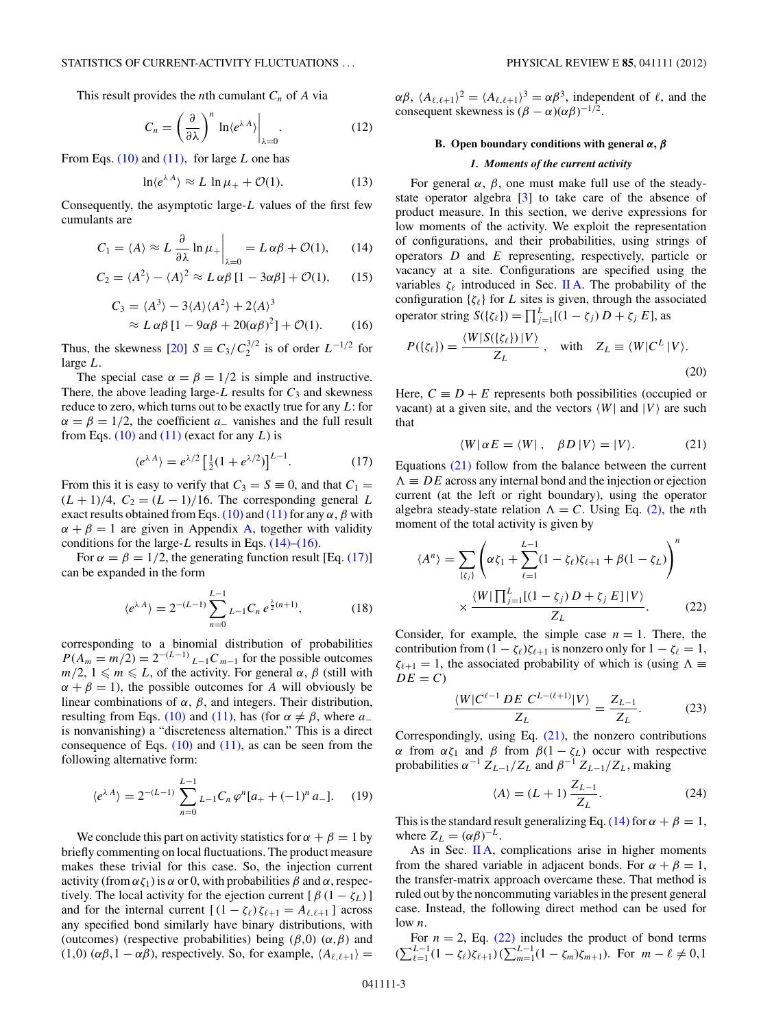This result provides the $n$th cumulant $C_n$ of $A$ via

$$C_n = \left(\frac{\partial}{\partial \lambda}\right)^n \ln\langle e^{\lambda A}\rangle\Big|_{\lambda=0}. \tag{12}$$

From Eqs. (10) and (11), for large $L$ one has

$$\ln\langle e^{\lambda A}\rangle \approx L \ln \mu_+ + \mathcal{O}(1). \tag{13}$$

Consequently, the asymptotic large-$L$ values of the first few cumulants are

$$C_1 = \langle A\rangle \approx L \frac{\partial}{\partial \lambda}\ln\mu_+\Big|_{\lambda=0} = L\,\alpha\beta + \mathcal{O}(1), \tag{14}$$

$$C_2 = \langle A^2\rangle - \langle A\rangle^2 \approx L\,\alpha\beta\,[1-3\alpha\beta] + \mathcal{O}(1), \tag{15}$$

$$\begin{aligned} C_3 &= \langle A^3\rangle - 3\langle A\rangle\langle A^2\rangle + 2\langle A\rangle^3 \\ &\approx L\,\alpha\beta\,[1-9\alpha\beta+20(\alpha\beta)^2] + \mathcal{O}(1). \end{aligned} \tag{16}$$

Thus, the skewness [20] $S \equiv C_3/C_2^{3/2}$ is of order $L^{-1/2}$ for large $L$.

The special case $\alpha=\beta=1/2$ is simple and instructive. There, the above leading large-$L$ results for $C_3$ and skewness reduce to zero, which turns out to be exactly true for any $L$: for $\alpha=\beta=1/2$, the coefficient $a_-$ vanishes and the full result from Eqs. (10) and (11) (exact for any $L$) is

$$\langle e^{\lambda A}\rangle = e^{\lambda/2}\left[\tfrac{1}{2}(1+e^{\lambda/2})\right]^{L-1}. \tag{17}$$

From this it is easy to verify that $C_3 = S \equiv 0$, and that $C_1 = (L+1)/4$, $C_2 = (L-1)/16$. The corresponding general $L$ exact results obtained from Eqs. (10) and (11) for any $\alpha$, $\beta$ with $\alpha+\beta=1$ are given in Appendix A, together with validity conditions for the large-$L$ results in Eqs. (14)–(16).

For $\alpha=\beta=1/2$, the generating function result [Eq. (17)] can be expanded in the form

$$\langle e^{\lambda A}\rangle = 2^{-(L-1)}\sum_{n=0}^{L-1} {}_{L-1}C_n\, e^{\frac{\lambda}{2}(n+1)}, \tag{18}$$

corresponding to a binomial distribution of probabilities $P(A_m = m/2) = 2^{-(L-1)}\,{}_{L-1}C_{m-1}$ for the possible outcomes $m/2$, $1 \leqslant m \leqslant L$, of the activity. For general $\alpha$, $\beta$ (still with $\alpha+\beta=1$), the possible outcomes for $A$ will obviously be linear combinations of $\alpha$, $\beta$, and integers. Their distribution, resulting from Eqs. (10) and (11), has (for $\alpha\neq\beta$, where $a_-$ is nonvanishing) a "discreteness alternation." This is a direct consequence of Eqs. (10) and (11), as can be seen from the following alternative form:

$$\langle e^{\lambda A}\rangle = 2^{-(L-1)}\sum_{n=0}^{L-1} {}_{L-1}C_n\, \varphi^n[a_+ + (-1)^n a_-]. \tag{19}$$

We conclude this part on activity statistics for $\alpha+\beta=1$ by briefly commenting on local fluctuations. The product measure makes these trivial for this case. So, the injection current activity (from $\alpha\zeta_1$) is $\alpha$ or 0, with probabilities $\beta$ and $\alpha$, respectively. The local activity for the ejection current $[\,\beta\,(1-\zeta_L)\,]$ and for the internal current $[\,(1-\zeta_\ell)\,\zeta_{\ell+1} = A_{\ell,\ell+1}\,]$ across any specified bond similarly have binary distributions, with (outcomes) (respective probabilities) being $(\beta,0)$ $(\alpha,\beta)$ and $(1,0)$ $(\alpha\beta, 1-\alpha\beta)$, respectively. So, for example, $\langle A_{\ell,\ell+1}\rangle = \alpha\beta$, $\langle A_{\ell,\ell+1}\rangle^2 = \langle A_{\ell,\ell+1}\rangle^3 = \alpha\beta^3$, independent of $\ell$, and the consequent skewness is $(\beta-\alpha)(\alpha\beta)^{-1/2}$.

### B. Open boundary conditions with general $\alpha$, $\beta$

#### 1. Moments of the current activity

For general $\alpha$, $\beta$, one must make full use of the steady-state operator algebra [3] to take care of the absence of product measure. In this section, we derive expressions for low moments of the activity. We exploit the representation of configurations, and their probabilities, using strings of operators $D$ and $E$ representing, respectively, particle or vacancy at a site. Configurations are specified using the variables $\zeta_\ell$ introduced in Sec. II A. The probability of the configuration $\{\zeta_\ell\}$ for $L$ sites is given, through the associated operator string $S(\{\zeta_\ell\}) = \prod_{j=1}^{L}[(1-\zeta_j)\,D + \zeta_j\,E]$, as

$$P(\{\zeta_\ell\}) = \frac{\langle W|S(\{\zeta_\ell\})\,|V\rangle}{Z_L}\,, \quad \text{with} \quad Z_L \equiv \langle W|C^L\,|V\rangle. \tag{20}$$

Here, $C \equiv D+E$ represents both possibilities (occupied or vacant) at a given site, and the vectors $\langle W|$ and $|V\rangle$ are such that

$$\langle W|\,\alpha E = \langle W|\,, \quad \beta D\,|V\rangle = |V\rangle. \tag{21}$$

Equations (21) follow from the balance between the current $\Lambda \equiv DE$ across any internal bond and the injection or ejection current (at the left or right boundary), using the operator algebra steady-state relation $\Lambda = C$. Using Eq. (2), the $n$th moment of the total activity is given by

$$\begin{aligned}\langle A^n\rangle &= \sum_{\{\zeta_j\}}\left(\alpha\zeta_1 + \sum_{\ell=1}^{L-1}(1-\zeta_\ell)\zeta_{\ell+1} + \beta(1-\zeta_L)\right)^n \\ &\quad\times \frac{\langle W|\prod_{j=1}^{L}[(1-\zeta_j)\,D+\zeta_j\,E]\,|V\rangle}{Z_L}. \end{aligned} \tag{22}$$

Consider, for example, the simple case $n=1$. There, the contribution from $(1-\zeta_\ell)\zeta_{\ell+1}$ is nonzero only for $1-\zeta_\ell = 1$, $\zeta_{\ell+1}=1$, the associated probability of which is (using $\Lambda \equiv DE = C$)

$$\frac{\langle W|C^{\ell-1}\,DE\,C^{L-(\ell+1)}|V\rangle}{Z_L} = \frac{Z_{L-1}}{Z_L}. \tag{23}$$

Correspondingly, using Eq. (21), the nonzero contributions $\alpha$ from $\alpha\zeta_1$ and $\beta$ from $\beta(1-\zeta_L)$ occur with respective probabilities $\alpha^{-1}\,Z_{L-1}/Z_L$ and $\beta^{-1}\,Z_{L-1}/Z_L$, making

$$\langle A\rangle = (L+1)\,\frac{Z_{L-1}}{Z_L}. \tag{24}$$

This is the standard result generalizing Eq. (14) for $\alpha+\beta=1$, where $Z_L = (\alpha\beta)^{-L}$.

As in Sec. II A, complications arise in higher moments from the shared variable in adjacent bonds. For $\alpha+\beta=1$, the transfer-matrix approach overcame these. That method is ruled out by the noncommuting variables in the present general case. Instead, the following direct method can be used for low $n$.

For $n=2$, Eq. (22) includes the product of bond terms $(\sum_{\ell=1}^{L-1}(1-\zeta_\ell)\zeta_{\ell+1})(\sum_{m=1}^{L-1}(1-\zeta_m)\zeta_{m+1})$. For $m-\ell \neq 0,1$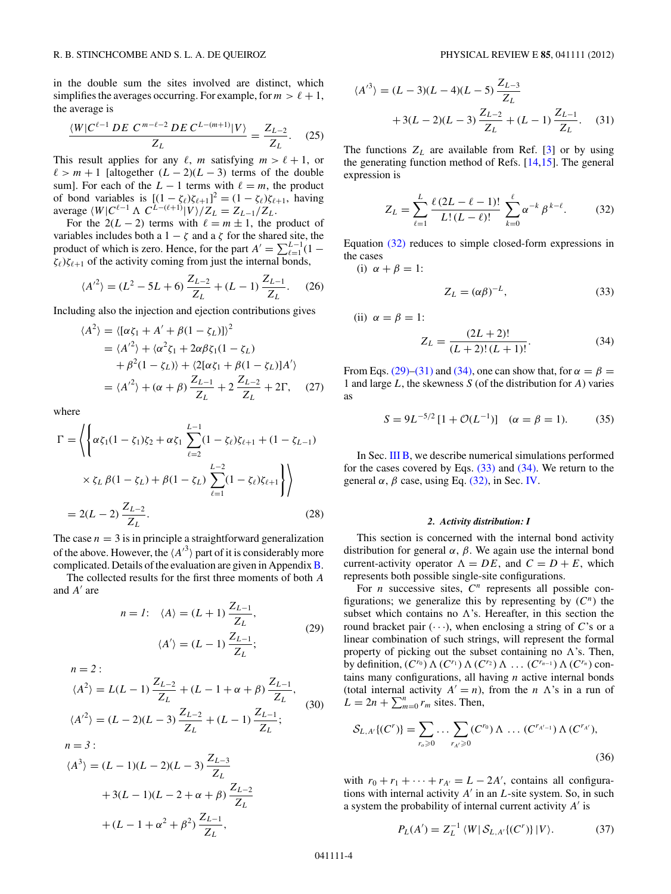in the double sum the sites involved are distinct, which simplifies the averages occurring. For example, for $m > \ell + 1$, the average is

$$\frac{\langle W|C^{\ell-1}\,DE\;C^{m-\ell-2}\,DE\,C^{L-(m+1)}|V\rangle}{Z_L} = \frac{Z_{L-2}}{Z_L}. \quad (25)$$

This result applies for any $\ell$, $m$ satisfying $m > \ell + 1$, or $\ell > m + 1$ [altogether $(L-2)(L-3)$ terms of the double sum]. For each of the $L-1$ terms with $\ell = m$, the product of bond variables is $[(1-\zeta_\ell)\zeta_{\ell+1}]^2 = (1-\zeta_\ell)\zeta_{\ell+1}$, having average $\langle W|C^{\ell-1}\,\Lambda\;C^{L-(\ell+1)}|V\rangle/Z_L = Z_{L-1}/Z_L$.

For the $2(L-2)$ terms with $\ell = m \pm 1$, the product of variables includes both a $1-\zeta$ and a $\zeta$ for the shared site, the product of which is zero. Hence, for the part $A' = \sum_{\ell=1}^{L-1}(1-\zeta_\ell)\zeta_{\ell+1}$ of the activity coming from just the internal bonds,

$$\langle A'^2\rangle = (L^2 - 5L + 6)\,\frac{Z_{L-2}}{Z_L} + (L-1)\,\frac{Z_{L-1}}{Z_L}. \quad (26)$$

Including also the injection and ejection contributions gives

$$\begin{aligned}
\langle A^2\rangle &= \langle[\alpha\zeta_1 + A' + \beta(1-\zeta_L)]\rangle^2\\
&= \langle A'^2\rangle + \langle \alpha^2\zeta_1 + 2\alpha\beta\zeta_1(1-\zeta_L)\\
&\quad + \beta^2(1-\zeta_L)\rangle + \langle 2[\alpha\zeta_1 + \beta(1-\zeta_L)]A'\rangle\\
&= \langle A'^2\rangle + (\alpha+\beta)\,\frac{Z_{L-1}}{Z_L} + 2\,\frac{Z_{L-2}}{Z_L} + 2\Gamma, \quad (27)
\end{aligned}$$

where

$$\begin{aligned}
\Gamma &= \Bigg\langle\Bigg\{\alpha\zeta_1(1-\zeta_1)\zeta_2 + \alpha\zeta_1\sum_{\ell=2}^{L-1}(1-\zeta_\ell)\zeta_{\ell+1} + (1-\zeta_{L-1})\\
&\quad\times \zeta_L\,\beta(1-\zeta_L) + \beta(1-\zeta_L)\sum_{\ell=1}^{L-2}(1-\zeta_\ell)\zeta_{\ell+1}\Bigg\}\Bigg\rangle\\
&= 2(L-2)\,\frac{Z_{L-2}}{Z_L}. \quad (28)
\end{aligned}$$

The case $n = 3$ is in principle a straightforward generalization of the above. However, the $\langle A'^3\rangle$ part of it is considerably more complicated. Details of the evaluation are given in Appendix B.

The collected results for the first three moments of both $A$ and $A'$ are

$$\begin{aligned}
n = 1:\quad \langle A\rangle &= (L+1)\,\frac{Z_{L-1}}{Z_L},\\
\langle A'\rangle &= (L-1)\,\frac{Z_{L-1}}{Z_L};
\end{aligned} \quad (29)$$

$n = 2$:

$$\begin{aligned}
\langle A^2\rangle &= L(L-1)\,\frac{Z_{L-2}}{Z_L} + (L-1+\alpha+\beta)\,\frac{Z_{L-1}}{Z_L},\\
\langle A'^2\rangle &= (L-2)(L-3)\,\frac{Z_{L-2}}{Z_L} + (L-1)\,\frac{Z_{L-1}}{Z_L};
\end{aligned} \quad (30)$$

$n = 3$:

$$\begin{aligned}
\langle A^3\rangle &= (L-1)(L-2)(L-3)\,\frac{Z_{L-3}}{Z_L}\\
&\quad + 3(L-1)(L-2+\alpha+\beta)\,\frac{Z_{L-2}}{Z_L}\\
&\quad + (L-1+\alpha^2+\beta^2)\,\frac{Z_{L-1}}{Z_L},
\end{aligned}$$

$$\begin{aligned}
\langle A'^3\rangle &= (L-3)(L-4)(L-5)\,\frac{Z_{L-3}}{Z_L}\\
&\quad + 3(L-2)(L-3)\,\frac{Z_{L-2}}{Z_L} + (L-1)\,\frac{Z_{L-1}}{Z_L}. \quad (31)
\end{aligned}$$

The functions $Z_L$ are available from Ref. [3] or by using the generating function method of Refs. [14,15]. The general expression is

$$Z_L = \sum_{\ell=1}^{L}\frac{\ell\,(2L-\ell-1)!}{L!\,(L-\ell)!}\sum_{k=0}^{\ell}\alpha^{-k}\,\beta^{\,k-\ell}. \quad (32)$$

Equation (32) reduces to simple closed-form expressions in the cases

(i) $\alpha + \beta = 1$:

$$Z_L = (\alpha\beta)^{-L}, \quad (33)$$

(ii) $\alpha = \beta = 1$:

$$Z_L = \frac{(2L+2)!}{(L+2)!\,(L+1)!}. \quad (34)$$

From Eqs. (29)–(31) and (34), one can show that, for $\alpha = \beta = 1$ and large $L$, the skewness $S$ (of the distribution for $A$) varies as

$$S = 9L^{-5/2}\,[1 + \mathcal{O}(L^{-1})] \quad (\alpha = \beta = 1). \quad (35)$$

In Sec. III B, we describe numerical simulations performed for the cases covered by Eqs. (33) and (34). We return to the general $\alpha$, $\beta$ case, using Eq. (32), in Sec. IV.

#### 2. Activity distribution: I

This section is concerned with the internal bond activity distribution for general $\alpha$, $\beta$. We again use the internal bond current-activity operator $\Lambda = DE$, and $C = D + E$, which represents both possible single-site configurations.

For $n$ successive sites, $C^n$ represents all possible configurations; we generalize this by representing by $(C^n)$ the subset which contains no $\Lambda$'s. Hereafter, in this section the round bracket pair $(\cdots)$, when enclosing a string of $C$'s or a linear combination of such strings, will represent the formal property of picking out the subset containing no $\Lambda$'s. Then, by definition, $(C^{r_0})\,\Lambda\,(C^{r_1})\,\Lambda\,(C^{r_2})\,\Lambda\,\ldots\,(C^{r_{n-1}})\,\Lambda\,(C^{r_n})$ contains many configurations, all having $n$ active internal bonds (total internal activity $A' = n$), from the $n$ $\Lambda$'s in a run of $L = 2n + \sum_{m=0}^{n} r_m$ sites. Then,

$$\mathcal{S}_{L,A'}\{(C^r)\} = \sum_{r_o\geqslant 0}\ldots\sum_{r_{A'}\geqslant 0}(C^{r_0})\,\Lambda\,\ldots\,(C^{r_{A'-1}})\,\Lambda\,(C^{r_{A'}}), \quad (36)$$

with $r_0 + r_1 + \cdots + r_{A'} = L - 2A'$, contains all configurations with internal activity $A'$ in an $L$-site system. So, in such a system the probability of internal current activity $A'$ is

$$P_L(A') = Z_L^{-1}\,\langle W|\,\mathcal{S}_{L,A'}\{(C^r)\}\,|V\rangle. \quad (37)$$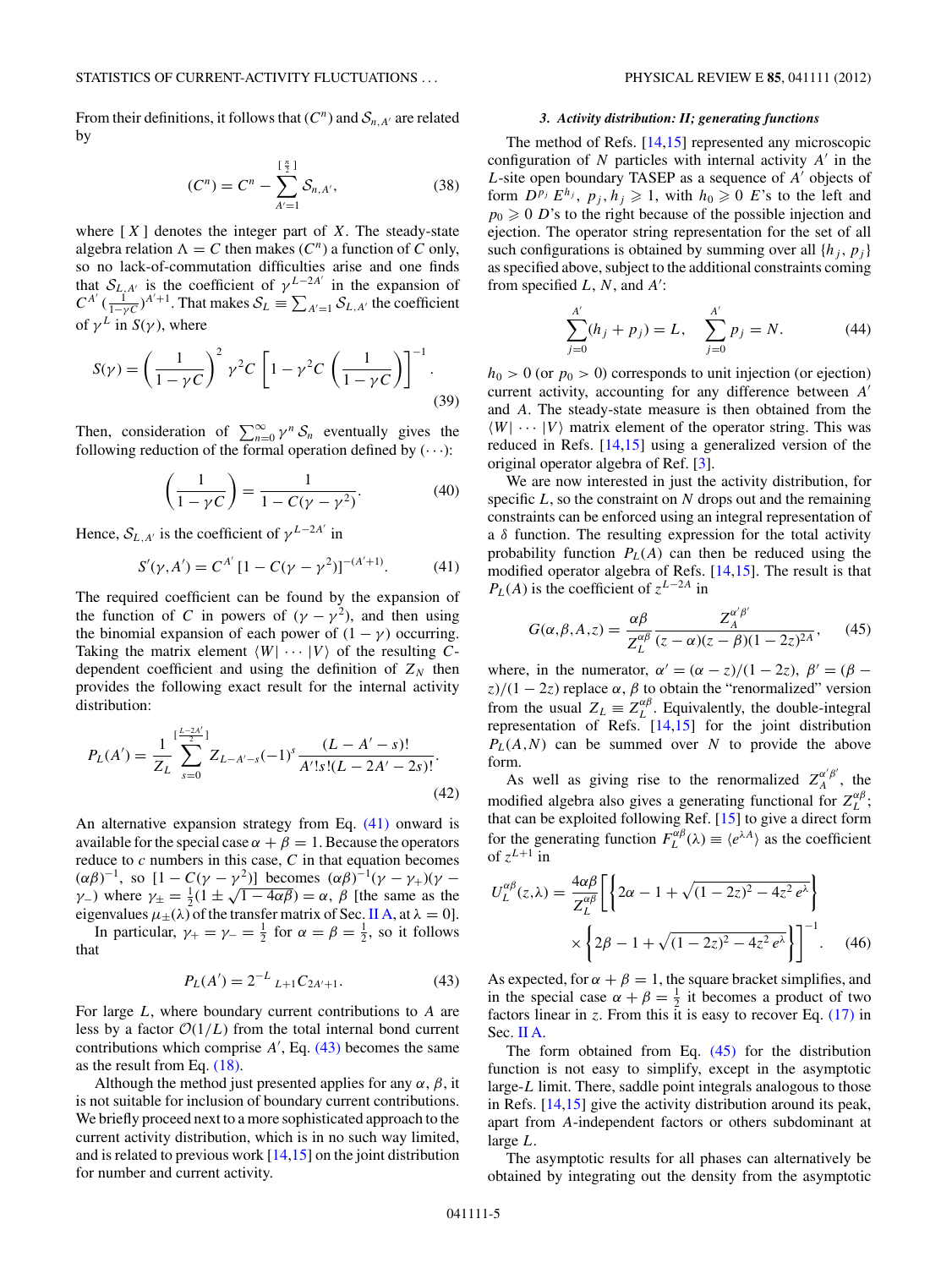From their definitions, it follows that $(C^n)$ and $\mathcal{S}_{n,A'}$ are related by

$$(C^n) = C^n - \sum_{A'=1}^{[\frac{n}{2}]} \mathcal{S}_{n,A'}, \tag{38}$$

where $[X]$ denotes the integer part of $X$. The steady-state algebra relation $\Lambda = C$ then makes $(C^n)$ a function of $C$ only, so no lack-of-commutation difficulties arise and one finds that $\mathcal{S}_{L,A'}$ is the coefficient of $\gamma^{L-2A'}$ in the expansion of $C^{A'}(\frac{1}{1-\gamma C})^{A'+1}$. That makes $\mathcal{S}_L \equiv \sum_{A'=1} \mathcal{S}_{L,A'}$ the coefficient of $\gamma^L$ in $S(\gamma)$, where

$$S(\gamma) = \left(\frac{1}{1-\gamma C}\right)^2 \gamma^2 C \left[1 - \gamma^2 C \left(\frac{1}{1-\gamma C}\right)\right]^{-1}. \tag{39}$$

Then, consideration of $\sum_{n=0}^{\infty} \gamma^n \mathcal{S}_n$ eventually gives the following reduction of the formal operation defined by $(\cdots)$:

$$\left(\frac{1}{1-\gamma C}\right) = \frac{1}{1 - C(\gamma - \gamma^2)}. \tag{40}$$

Hence, $\mathcal{S}_{L,A'}$ is the coefficient of $\gamma^{L-2A'}$ in

$$S'(\gamma, A') = C^{A'}[1 - C(\gamma - \gamma^2)]^{-(A'+1)}. \tag{41}$$

The required coefficient can be found by the expansion of the function of $C$ in powers of $(\gamma - \gamma^2)$, and then using the binomial expansion of each power of $(1-\gamma)$ occurring. Taking the matrix element $\langle W| \cdots |V\rangle$ of the resulting $C$-dependent coefficient and using the definition of $Z_N$ then provides the following exact result for the internal activity distribution:

$$P_L(A') = \frac{1}{Z_L} \sum_{s=0}^{[\frac{L-2A'}{2}]} Z_{L-A'-s}(-1)^s \frac{(L-A'-s)!}{A'!s!(L-2A'-2s)!}. \tag{42}$$

An alternative expansion strategy from Eq. (41) onward is available for the special case $\alpha + \beta = 1$. Because the operators reduce to $c$ numbers in this case, $C$ in that equation becomes $(\alpha\beta)^{-1}$, so $[1 - C(\gamma - \gamma^2)]$ becomes $(\alpha\beta)^{-1}(\gamma - \gamma_+)(\gamma - \gamma_-)$ where $\gamma_\pm = \frac{1}{2}(1 \pm \sqrt{1 - 4\alpha\beta}) = \alpha, \beta$ [the same as the eigenvalues $\mu_\pm(\lambda)$ of the transfer matrix of Sec. II A, at $\lambda = 0$].

In particular, $\gamma_+ = \gamma_- = \frac{1}{2}$ for $\alpha = \beta = \frac{1}{2}$, so it follows that

$$P_L(A') = 2^{-L}\,{}_{L+1}C_{2A'+1}. \tag{43}$$

For large $L$, where boundary current contributions to $A$ are less by a factor $\mathcal{O}(1/L)$ from the total internal bond current contributions which comprise $A'$, Eq. (43) becomes the same as the result from Eq. (18).

Although the method just presented applies for any $\alpha, \beta$, it is not suitable for inclusion of boundary current contributions. We briefly proceed next to a more sophisticated approach to the current activity distribution, which is in no such way limited, and is related to previous work [14,15] on the joint distribution for number and current activity.

### 3. Activity distribution: II; generating functions

The method of Refs. [14,15] represented any microscopic configuration of $N$ particles with internal activity $A'$ in the $L$-site open boundary TASEP as a sequence of $A'$ objects of form $D^{p_j} E^{h_j}$, $p_j, h_j \geqslant 1$, with $h_0 \geqslant 0$ $E$'s to the left and $p_0 \geqslant 0$ $D$'s to the right because of the possible injection and ejection. The operator string representation for the set of all such configurations is obtained by summing over all $\{h_j, p_j\}$ as specified above, subject to the additional constraints coming from specified $L$, $N$, and $A'$:

$$\sum_{j=0}^{A'} (h_j + p_j) = L, \quad \sum_{j=0}^{A'} p_j = N. \tag{44}$$

$h_0 > 0$ (or $p_0 > 0$) corresponds to unit injection (or ejection) current activity, accounting for any difference between $A'$ and $A$. The steady-state measure is then obtained from the $\langle W| \cdots |V\rangle$ matrix element of the operator string. This was reduced in Refs. [14,15] using a generalized version of the original operator algebra of Ref. [3].

We are now interested in just the activity distribution, for specific $L$, so the constraint on $N$ drops out and the remaining constraints can be enforced using an integral representation of a $\delta$ function. The resulting expression for the total activity probability function $P_L(A)$ can then be reduced using the modified operator algebra of Refs. [14,15]. The result is that $P_L(A)$ is the coefficient of $z^{L-2A}$ in

$$G(\alpha,\beta,A,z) = \frac{\alpha\beta}{Z_L^{\alpha\beta}} \frac{Z_A^{\alpha'\beta'}}{(z-\alpha)(z-\beta)(1-2z)^{2A}}, \tag{45}$$

where, in the numerator, $\alpha' = (\alpha - z)/(1-2z)$, $\beta' = (\beta - z)/(1-2z)$ replace $\alpha, \beta$ to obtain the "renormalized" version from the usual $Z_L \equiv Z_L^{\alpha\beta}$. Equivalently, the double-integral representation of Refs. [14,15] for the joint distribution $P_L(A,N)$ can be summed over $N$ to provide the above form.

As well as giving rise to the renormalized $Z_A^{\alpha'\beta'}$, the modified algebra also gives a generating functional for $Z_L^{\alpha\beta}$; that can be exploited following Ref. [15] to give a direct form for the generating function $F_L^{\alpha\beta}(\lambda) \equiv \langle e^{\lambda A}\rangle$ as the coefficient of $z^{L+1}$ in

$$U_L^{\alpha\beta}(z,\lambda) = \frac{4\alpha\beta}{Z_L^{\alpha\beta}} \left[\left\{2\alpha - 1 + \sqrt{(1-2z)^2 - 4z^2 e^{\lambda}}\right\} \times \left\{2\beta - 1 + \sqrt{(1-2z)^2 - 4z^2 e^{\lambda}}\right\}\right]^{-1}. \tag{46}$$

As expected, for $\alpha + \beta = 1$, the square bracket simplifies, and in the special case $\alpha + \beta = \frac{1}{2}$ it becomes a product of two factors linear in $z$. From this it is easy to recover Eq. (17) in Sec. II A.

The form obtained from Eq. (45) for the distribution function is not easy to simplify, except in the asymptotic large-$L$ limit. There, saddle point integrals analogous to those in Refs. [14,15] give the activity distribution around its peak, apart from $A$-independent factors or others subdominant at large $L$.

The asymptotic results for all phases can alternatively be obtained by integrating out the density from the asymptotic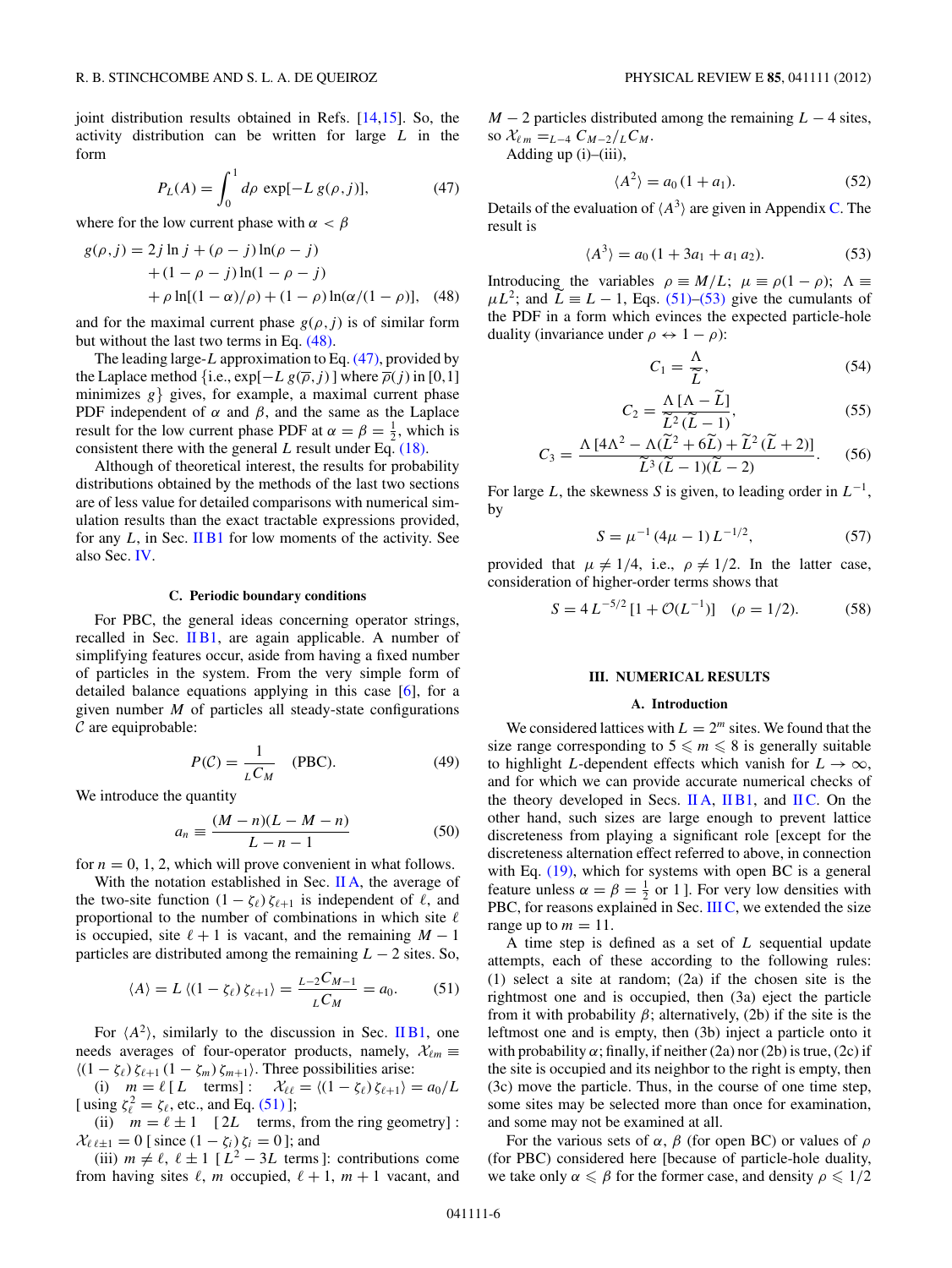joint distribution results obtained in Refs. [14,15]. So, the activity distribution can be written for large $L$ in the form

$$P_L(A) = \int_0^1 d\rho \, \exp[-L\, g(\rho, j)], \tag{47}$$

where for the low current phase with $\alpha < \beta$

$$\begin{aligned} g(\rho,j) = {} & 2j \ln j + (\rho - j)\ln(\rho - j) \\ & + (1-\rho-j)\ln(1-\rho-j) \\ & + \rho \ln[(1-\alpha)/\rho] + (1-\rho)\ln(\alpha/(1-\rho)], \end{aligned} \tag{48}$$

and for the maximal current phase $g(\rho, j)$ is of similar form but without the last two terms in Eq. (48).

The leading large-$L$ approximation to Eq. (47), provided by the Laplace method {i.e., $\exp[-L\, g(\overline{\rho}, j)\,]$ where $\overline{\rho}(j)$ in $[0,1]$ minimizes $g$} gives, for example, a maximal current phase PDF independent of $\alpha$ and $\beta$, and the same as the Laplace result for the low current phase PDF at $\alpha = \beta = \frac{1}{2}$, which is consistent there with the general $L$ result under Eq. (18).

Although of theoretical interest, the results for probability distributions obtained by the methods of the last two sections are of less value for detailed comparisons with numerical simulation results than the exact tractable expressions provided, for any $L$, in Sec. II B1 for low moments of the activity. See also Sec. IV.

### C. Periodic boundary conditions

For PBC, the general ideas concerning operator strings, recalled in Sec. II B1, are again applicable. A number of simplifying features occur, aside from having a fixed number of particles in the system. From the very simple form of detailed balance equations applying in this case [6], for a given number $M$ of particles all steady-state configurations $\mathcal{C}$ are equiprobable:

$$P(\mathcal{C}) = \frac{1}{{}_L C_M} \quad \text{(PBC)}. \tag{49}$$

We introduce the quantity

$$a_n \equiv \frac{(M-n)(L-M-n)}{L-n-1} \tag{50}$$

for $n = 0, 1, 2$, which will prove convenient in what follows.

With the notation established in Sec. II A, the average of the two-site function $(1-\zeta_\ell)\,\zeta_{\ell+1}$ is independent of $\ell$, and proportional to the number of combinations in which site $\ell$ is occupied, site $\ell+1$ is vacant, and the remaining $M-1$ particles are distributed among the remaining $L-2$ sites. So,

$$\langle A \rangle = L\,\langle (1-\zeta_\ell)\,\zeta_{\ell+1}\rangle = \frac{{}_{L-2}C_{M-1}}{{}_L C_M} = a_0. \tag{51}$$

For $\langle A^2 \rangle$, similarly to the discussion in Sec. II B1, one needs averages of four-operator products, namely, $\mathcal{X}_{\ell m} \equiv \langle (1-\zeta_\ell)\,\zeta_{\ell+1}\,(1-\zeta_m)\,\zeta_{m+1}\rangle$. Three possibilities arise:

(i) $m = \ell\,[\,L$ terms$]$: $\mathcal{X}_{\ell\ell} = \langle (1-\zeta_\ell)\,\zeta_{\ell+1}\rangle = a_0/L$ [ using $\zeta_\ell^2 = \zeta_\ell$, etc., and Eq. (51) ];

(ii) $m = \ell \pm 1$ $[\,2L$ terms, from the ring geometry$]$ : $\mathcal{X}_{\ell\,\ell\pm1} = 0$ [ since $(1-\zeta_i)\,\zeta_i = 0$ ]; and

(iii) $m \neq \ell,\ \ell \pm 1$ $[\,L^2 - 3L$ terms$]$: contributions come from having sites $\ell$, $m$ occupied, $\ell+1$, $m+1$ vacant, and $M-2$ particles distributed among the remaining $L-4$ sites, so $\mathcal{X}_{\ell m} = {}_{L-4}C_{M-2}/{}_L C_M$.

Adding up (i)–(iii),

$$\langle A^2 \rangle = a_0\,(1 + a_1). \tag{52}$$

Details of the evaluation of $\langle A^3 \rangle$ are given in Appendix C. The result is

$$\langle A^3 \rangle = a_0\,(1 + 3a_1 + a_1\,a_2). \tag{53}$$

Introducing the variables $\rho \equiv M/L$; $\mu \equiv \rho(1-\rho)$; $\Lambda \equiv \mu L^2$; and $\widetilde{L} \equiv L - 1$, Eqs. (51)–(53) give the cumulants of the PDF in a form which evinces the expected particle-hole duality (invariance under $\rho \leftrightarrow 1-\rho$):

$$C_1 = \frac{\Lambda}{\widetilde{L}}, \tag{54}$$

$$C_2 = \frac{\Lambda\,[\Lambda - \widetilde{L}]}{\widetilde{L}^2\,(\widetilde{L}-1)}, \tag{55}$$

$$C_3 = \frac{\Lambda\,[4\Lambda^2 - \Lambda(\widetilde{L}^2 + 6\widetilde{L}) + \widetilde{L}^2\,(\widetilde{L}+2)]}{\widetilde{L}^3\,(\widetilde{L}-1)(\widetilde{L}-2)}. \tag{56}$$

For large $L$, the skewness $S$ is given, to leading order in $L^{-1}$, by

$$S = \mu^{-1}\,(4\mu - 1)\,L^{-1/2}, \tag{57}$$

provided that $\mu \neq 1/4$, i.e., $\rho \neq 1/2$. In the latter case, consideration of higher-order terms shows that

$$S = 4\,L^{-5/2}\,[1 + \mathcal{O}(L^{-1})] \quad (\rho = 1/2). \tag{58}$$

## III. NUMERICAL RESULTS

### A. Introduction

We considered lattices with $L = 2^m$ sites. We found that the size range corresponding to $5 \leqslant m \leqslant 8$ is generally suitable to highlight $L$-dependent effects which vanish for $L \to \infty$, and for which we can provide accurate numerical checks of the theory developed in Secs. II A, II B1, and II C. On the other hand, such sizes are large enough to prevent lattice discreteness from playing a significant role [except for the discreteness alternation effect referred to above, in connection with Eq. (19), which for systems with open BC is a general feature unless $\alpha = \beta = \frac{1}{2}$ or 1 ]. For very low densities with PBC, for reasons explained in Sec. III C, we extended the size range up to $m = 11$.

A time step is defined as a set of $L$ sequential update attempts, each of these according to the following rules: (1) select a site at random; (2a) if the chosen site is the rightmost one and is occupied, then (3a) eject the particle from it with probability $\beta$; alternatively, (2b) if the site is the leftmost one and is empty, then (3b) inject a particle onto it with probability $\alpha$; finally, if neither (2a) nor (2b) is true, (2c) if the site is occupied and its neighbor to the right is empty, then (3c) move the particle. Thus, in the course of one time step, some sites may be selected more than once for examination, and some may not be examined at all.

For the various sets of $\alpha$, $\beta$ (for open BC) or values of $\rho$ (for PBC) considered here [because of particle-hole duality, we take only $\alpha \leqslant \beta$ for the former case, and density $\rho \leqslant 1/2$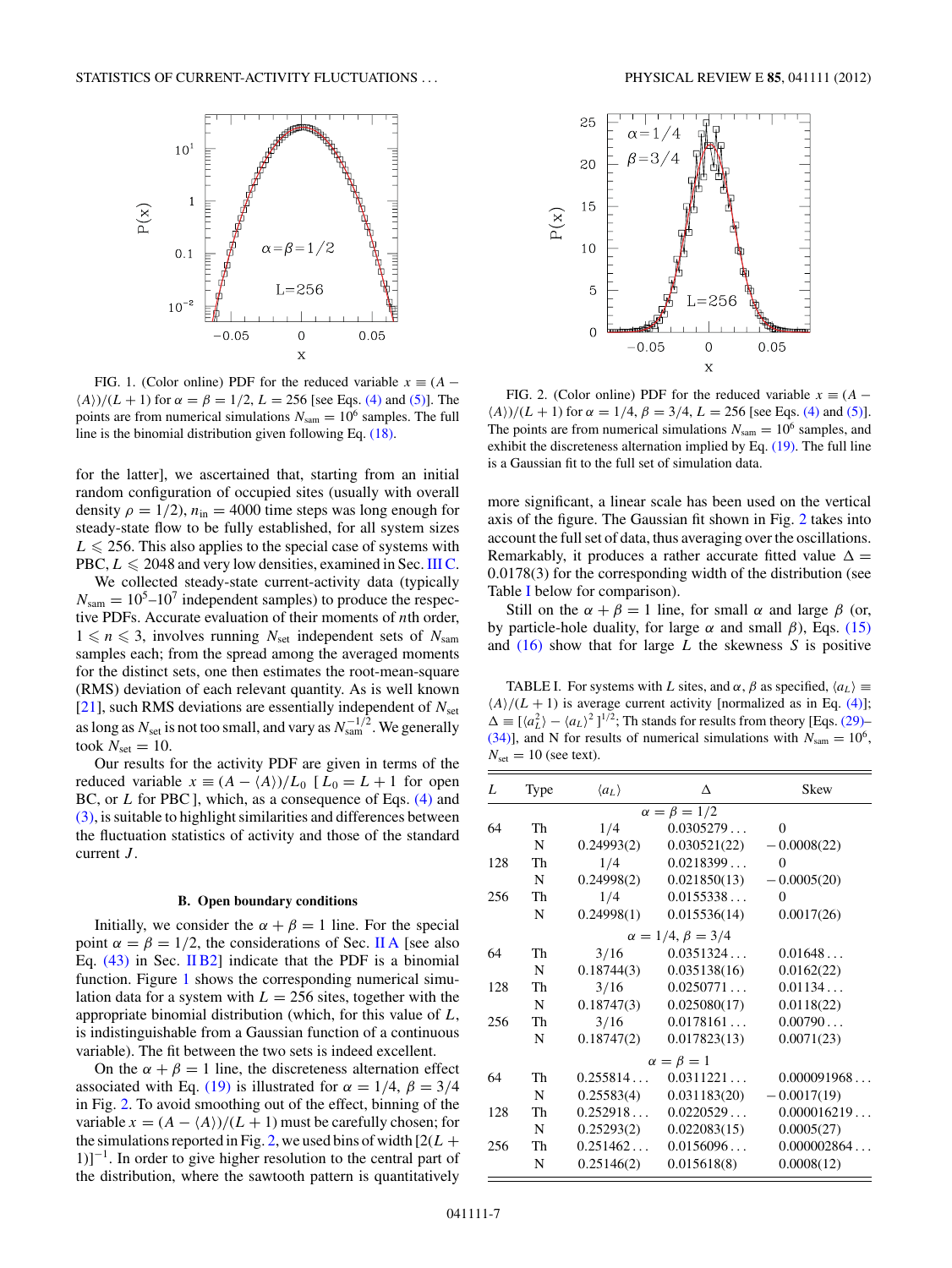FIG. 1. (Color online) PDF for the reduced variable $x \equiv (A - \langle A \rangle)/(L+1)$ for $\alpha = \beta = 1/2$, $L = 256$ [see Eqs. (4) and (5)]. The points are from numerical simulations $N_{\rm sam} = 10^6$ samples. The full line is the binomial distribution given following Eq. (18).

FIG. 2. (Color online) PDF for the reduced variable $x \equiv (A - \langle A \rangle)/(L+1)$ for $\alpha = 1/4$, $\beta = 3/4$, $L = 256$ [see Eqs. (4) and (5)]. The points are from numerical simulations $N_{\rm sam} = 10^6$ samples, and exhibit the discreteness alternation implied by Eq. (19). The full line is a Gaussian fit to the full set of simulation data.

for the latter], we ascertained that, starting from an initial random configuration of occupied sites (usually with overall density $\rho = 1/2$), $n_{\rm in} = 4000$ time steps was long enough for steady-state flow to be fully established, for all system sizes $L \leqslant 256$. This also applies to the special case of systems with PBC, $L \leqslant 2048$ and very low densities, examined in Sec. III C.

We collected steady-state current-activity data (typically $N_{\rm sam} = 10^5$–$10^7$ independent samples) to produce the respective PDFs. Accurate evaluation of their moments of $n$th order, $1 \leqslant n \leqslant 3$, involves running $N_{\rm set}$ independent sets of $N_{\rm sam}$ samples each; from the spread among the averaged moments for the distinct sets, one then estimates the root-mean-square (RMS) deviation of each relevant quantity. As is well known [21], such RMS deviations are essentially independent of $N_{\rm set}$ as long as $N_{\rm set}$ is not too small, and vary as $N_{\rm sam}^{-1/2}$. We generally took $N_{\rm set} = 10$.

Our results for the activity PDF are given in terms of the reduced variable $x \equiv (A - \langle A \rangle)/L_0$ [ $L_0 = L + 1$ for open BC, or $L$ for PBC ], which, as a consequence of Eqs. (4) and (3), is suitable to highlight similarities and differences between the fluctuation statistics of activity and those of the standard current $J$.

### B. Open boundary conditions

Initially, we consider the $\alpha + \beta = 1$ line. For the special point $\alpha = \beta = 1/2$, the considerations of Sec. II A [see also Eq. (43) in Sec. II B2] indicate that the PDF is a binomial function. Figure 1 shows the corresponding numerical simulation data for a system with $L = 256$ sites, together with the appropriate binomial distribution (which, for this value of $L$, is indistinguishable from a Gaussian function of a continuous variable). The fit between the two sets is indeed excellent.

On the $\alpha + \beta = 1$ line, the discreteness alternation effect associated with Eq. (19) is illustrated for $\alpha = 1/4$, $\beta = 3/4$ in Fig. 2. To avoid smoothing out of the effect, binning of the variable $x = (A - \langle A \rangle)/(L+1)$ must be carefully chosen; for the simulations reported in Fig. 2, we used bins of width $[2(L+1)]^{-1}$. In order to give higher resolution to the central part of the distribution, where the sawtooth pattern is quantitatively more significant, a linear scale has been used on the vertical axis of the figure. The Gaussian fit shown in Fig. 2 takes into account the full set of data, thus averaging over the oscillations. Remarkably, it produces a rather accurate fitted value $\Delta = 0.0178(3)$ for the corresponding width of the distribution (see Table I below for comparison).

Still on the $\alpha + \beta = 1$ line, for small $\alpha$ and large $\beta$ (or, by particle-hole duality, for large $\alpha$ and small $\beta$), Eqs. (15) and (16) show that for large $L$ the skewness $S$ is positive

TABLE I. For systems with $L$ sites, and $\alpha$, $\beta$ as specified, $\langle a_L \rangle \equiv \langle A \rangle/(L+1)$ is average current activity [normalized as in Eq. (4)]; $\Delta \equiv [\langle a_L^2 \rangle - \langle a_L \rangle^2]^{1/2}$; Th stands for results from theory [Eqs. (29)–(34)], and N for results of numerical simulations with $N_{\rm sam} = 10^6$, $N_{\rm set} = 10$ (see text).

| $L$ | Type | $\langle a_L \rangle$ | $\Delta$ | Skew |
|---|---|---|---|---|
| | | $\alpha = \beta = 1/2$ | | |
| 64 | Th | 1/4 | 0.0305279 . . . | 0 |
| | N | 0.24993(2) | 0.030521(22) | −0.0008(22) |
| 128 | Th | 1/4 | 0.0218399 . . . | 0 |
| | N | 0.24998(2) | 0.021850(13) | −0.0005(20) |
| 256 | Th | 1/4 | 0.0155338 . . . | 0 |
| | N | 0.24998(1) | 0.015536(14) | 0.0017(26) |
| | | $\alpha = 1/4, \beta = 3/4$ | | |
| 64 | Th | 3/16 | 0.0351324 . . . | 0.01648 . . . |
| | N | 0.18744(3) | 0.035138(16) | 0.0162(22) |
| 128 | Th | 3/16 | 0.0250771 . . . | 0.01134 . . . |
| | N | 0.18747(3) | 0.025080(17) | 0.0118(22) |
| 256 | Th | 3/16 | 0.0178161 . . . | 0.00790 . . . |
| | N | 0.18747(2) | 0.017823(13) | 0.0071(23) |
| | | $\alpha = \beta = 1$ | | |
| 64 | Th | 0.255814 . . . | 0.0311221 . . . | 0.000091968 . . . |
| | N | 0.25583(4) | 0.031183(20) | −0.0017(19) |
| 128 | Th | 0.252918 . . . | 0.0220529 . . . | 0.000016219 . . . |
| | N | 0.25293(2) | 0.022083(15) | 0.0005(27) |
| 256 | Th | 0.251462 . . . | 0.0156096 . . . | 0.000002864 . . . |
| | N | 0.25146(2) | 0.015618(8) | 0.0008(12) |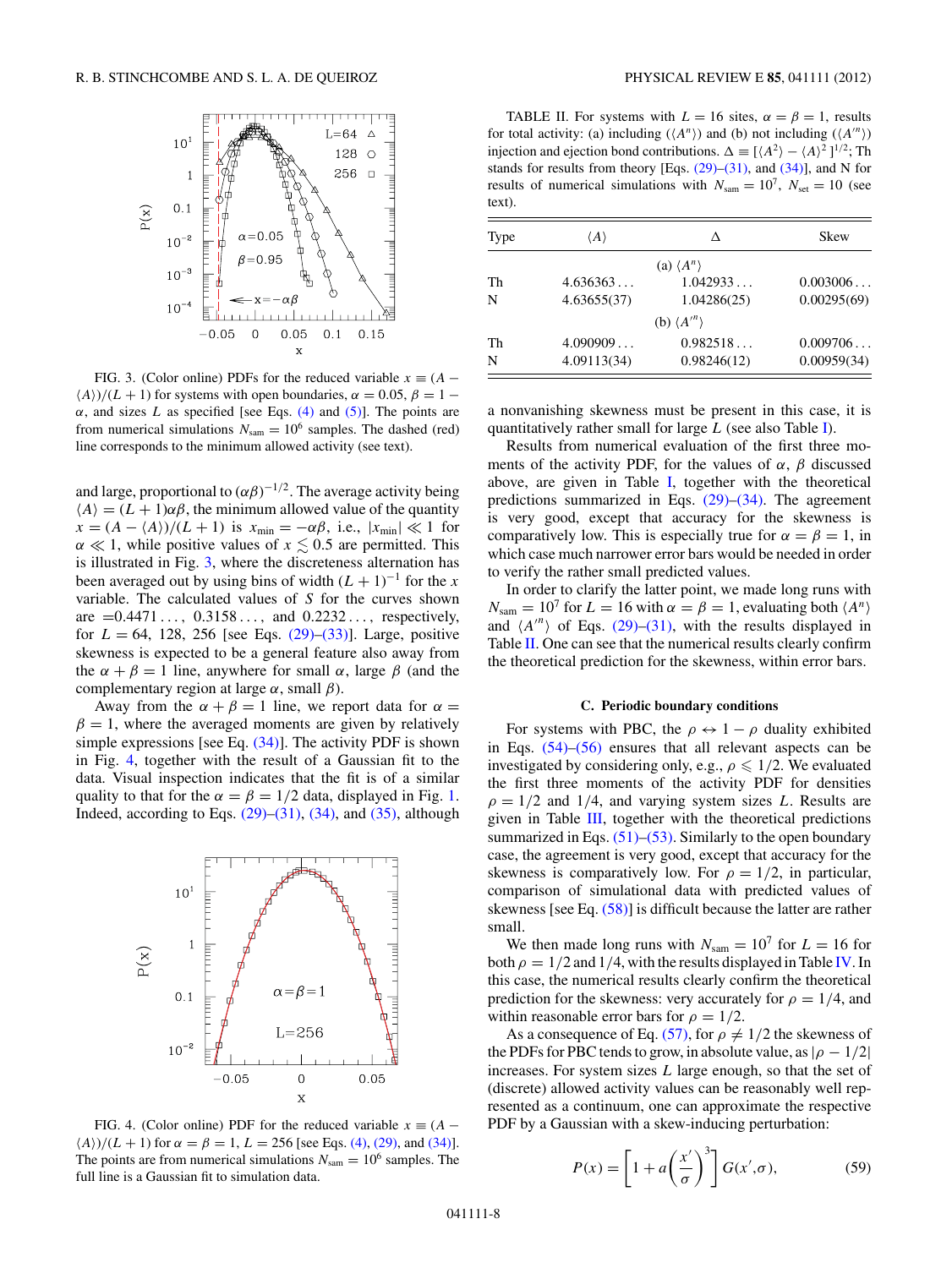FIG. 3. (Color online) PDFs for the reduced variable $x \equiv (A - \langle A \rangle)/(L+1)$ for systems with open boundaries, $\alpha = 0.05$, $\beta = 1 - \alpha$, and sizes $L$ as specified [see Eqs. (4) and (5)]. The points are from numerical simulations $N_{\rm sam} = 10^6$ samples. The dashed (red) line corresponds to the minimum allowed activity (see text).

and large, proportional to $(\alpha\beta)^{-1/2}$. The average activity being $\langle A \rangle = (L+1)\alpha\beta$, the minimum allowed value of the quantity $x = (A - \langle A \rangle)/(L+1)$ is $x_{\rm min} = -\alpha\beta$, i.e., $|x_{\rm min}| \ll 1$ for $\alpha \ll 1$, while positive values of $x \lesssim 0.5$ are permitted. This is illustrated in Fig. 3, where the discreteness alternation has been averaged out by using bins of width $(L+1)^{-1}$ for the $x$ variable. The calculated values of $S$ for the curves shown are $=0.4471\ldots$, $0.3158\ldots$, and $0.2232\ldots$, respectively, for $L = 64$, 128, 256 [see Eqs. (29)–(33)]. Large, positive skewness is expected to be a general feature also away from the $\alpha + \beta = 1$ line, anywhere for small $\alpha$, large $\beta$ (and the complementary region at large $\alpha$, small $\beta$).

Away from the $\alpha + \beta = 1$ line, we report data for $\alpha = \beta = 1$, where the averaged moments are given by relatively simple expressions [see Eq. (34)]. The activity PDF is shown in Fig. 4, together with the result of a Gaussian fit to the data. Visual inspection indicates that the fit is of a similar quality to that for the $\alpha = \beta = 1/2$ data, displayed in Fig. 1. Indeed, according to Eqs. (29)–(31), (34), and (35), although

FIG. 4. (Color online) PDF for the reduced variable $x \equiv (A - \langle A \rangle)/(L+1)$ for $\alpha = \beta = 1$, $L = 256$ [see Eqs. (4), (29), and (34)]. The points are from numerical simulations $N_{\rm sam} = 10^6$ samples. The full line is a Gaussian fit to simulation data.

TABLE II. For systems with $L = 16$ sites, $\alpha = \beta = 1$, results for total activity: (a) including ($\langle A^n \rangle$) and (b) not including ($\langle A'^n \rangle$) injection and ejection bond contributions. $\Delta \equiv [\langle A^2 \rangle - \langle A \rangle^2]^{1/2}$; Th stands for results from theory [Eqs. (29)–(31), and (34)], and N for results of numerical simulations with $N_{\rm sam} = 10^7$, $N_{\rm set} = 10$ (see text).

| Type | $\langle A \rangle$ | $\Delta$ | Skew |
|---|---|---|---|
| | | (a) $\langle A^n \rangle$ | |
| Th | $4.636363\ldots$ | $1.042933\ldots$ | $0.003006\ldots$ |
| N | 4.63655(37) | 1.04286(25) | 0.00295(69) |
| | | (b) $\langle A'^n \rangle$ | |
| Th | $4.090909\ldots$ | $0.982518\ldots$ | $0.009706\ldots$ |
| N | 4.09113(34) | 0.98246(12) | 0.00959(34) |

a nonvanishing skewness must be present in this case, it is quantitatively rather small for large $L$ (see also Table I).

Results from numerical evaluation of the first three moments of the activity PDF, for the values of $\alpha$, $\beta$ discussed above, are given in Table I, together with the theoretical predictions summarized in Eqs. (29)–(34). The agreement is very good, except that accuracy for the skewness is comparatively low. This is especially true for $\alpha = \beta = 1$, in which case much narrower error bars would be needed in order to verify the rather small predicted values.

In order to clarify the latter point, we made long runs with $N_{\rm sam} = 10^7$ for $L = 16$ with $\alpha = \beta = 1$, evaluating both $\langle A^n \rangle$ and $\langle A'^n \rangle$ of Eqs. (29)–(31), with the results displayed in Table II. One can see that the numerical results clearly confirm the theoretical prediction for the skewness, within error bars.

### C. Periodic boundary conditions

For systems with PBC, the $\rho \leftrightarrow 1 - \rho$ duality exhibited in Eqs. (54)–(56) ensures that all relevant aspects can be investigated by considering only, e.g., $\rho \leqslant 1/2$. We evaluated the first three moments of the activity PDF for densities $\rho = 1/2$ and 1/4, and varying system sizes $L$. Results are given in Table III, together with the theoretical predictions summarized in Eqs. (51)–(53). Similarly to the open boundary case, the agreement is very good, except that accuracy for the skewness is comparatively low. For $\rho = 1/2$, in particular, comparison of simulational data with predicted values of skewness [see Eq. (58)] is difficult because the latter are rather small.

We then made long runs with $N_{\rm sam} = 10^7$ for $L = 16$ for both $\rho = 1/2$ and 1/4, with the results displayed in Table IV. In this case, the numerical results clearly confirm the theoretical prediction for the skewness: very accurately for $\rho = 1/4$, and within reasonable error bars for $\rho = 1/2$.

As a consequence of Eq. (57), for $\rho \neq 1/2$ the skewness of the PDFs for PBC tends to grow, in absolute value, as $|\rho - 1/2|$ increases. For system sizes $L$ large enough, so that the set of (discrete) allowed activity values can be reasonably well represented as a continuum, one can approximate the respective PDF by a Gaussian with a skew-inducing perturbation:

$$P(x) = \left[1 + a\left(\frac{x'}{\sigma}\right)^3\right] G(x',\sigma), \tag{59}$$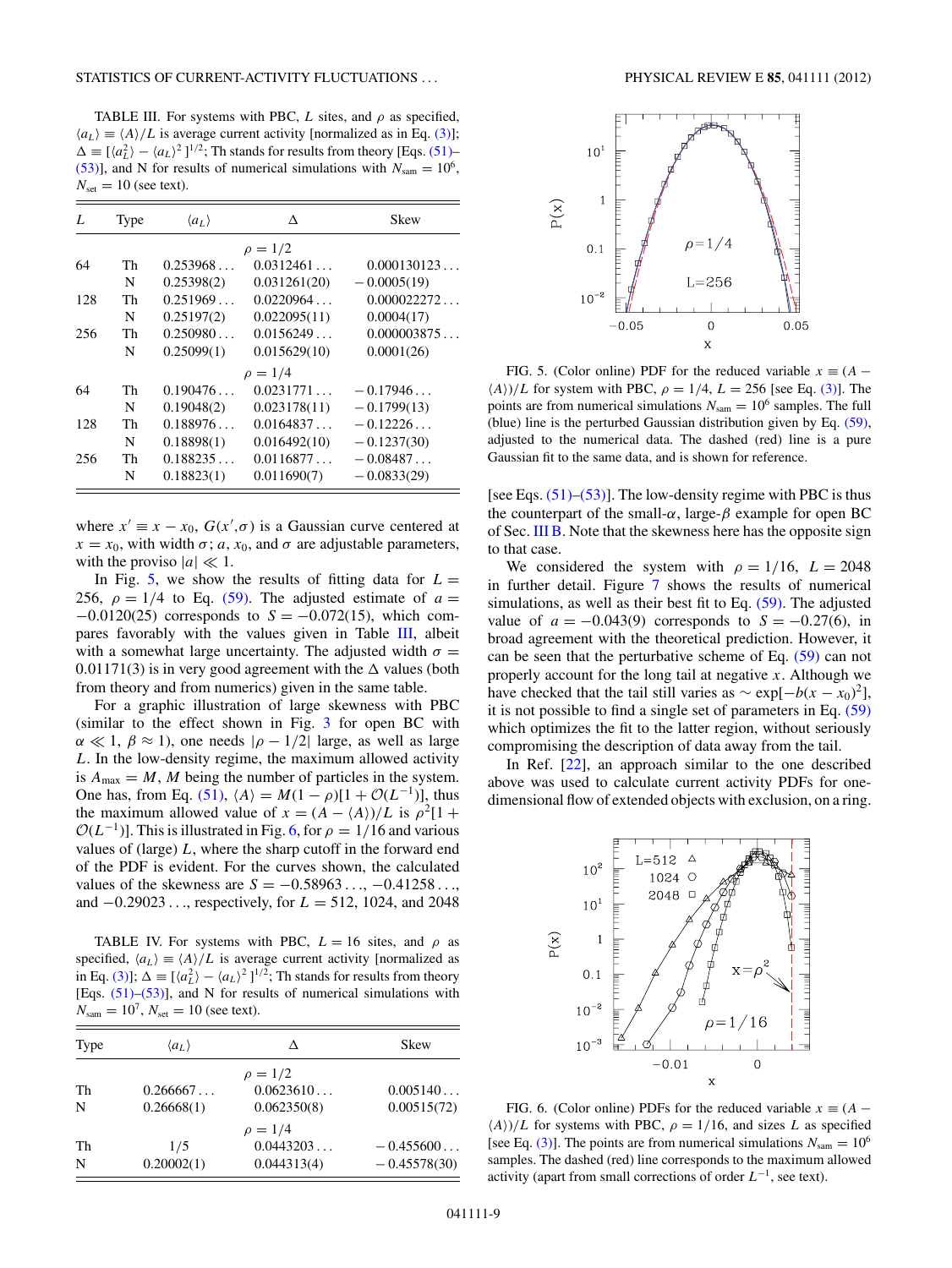TABLE III. For systems with PBC, $L$ sites, and $\rho$ as specified, $\langle a_L\rangle \equiv \langle A\rangle/L$ is average current activity [normalized as in Eq. (3)]; $\Delta \equiv [\langle a_L^2\rangle - \langle a_L\rangle^2\,]^{1/2}$; Th stands for results from theory [Eqs. (51)–(53)], and N for results of numerical simulations with $N_{\rm sam} = 10^6$, $N_{\rm set} = 10$ (see text).

| $L$ | Type | $\langle a_L\rangle$ | $\Delta$ | Skew |
|---|---|---|---|---|
| | | $\rho = 1/2$ | | |
| 64 | Th | 0.253968 ... | 0.0312461 ... | 0.000130123 ... |
| | N | 0.25398(2) | 0.031261(20) | −0.0005(19) |
| 128 | Th | 0.251969 ... | 0.0220964 ... | 0.000022272 ... |
| | N | 0.25197(2) | 0.022095(11) | 0.0004(17) |
| 256 | Th | 0.250980 ... | 0.0156249 ... | 0.000003875 ... |
| | N | 0.25099(1) | 0.015629(10) | 0.0001(26) |
| | | $\rho = 1/4$ | | |
| 64 | Th | 0.190476 ... | 0.0231771 ... | −0.17946 ... |
| | N | 0.19048(2) | 0.023178(11) | −0.1799(13) |
| 128 | Th | 0.188976 ... | 0.0164837 ... | −0.12226 ... |
| | N | 0.18898(1) | 0.016492(10) | −0.1237(30) |
| 256 | Th | 0.188235 ... | 0.0116877 ... | −0.08487 ... |
| | N | 0.18823(1) | 0.011690(7) | −0.0833(29) |

where $x' \equiv x - x_0$, $G(x',\sigma)$ is a Gaussian curve centered at $x = x_0$, with width $\sigma$; $a$, $x_0$, and $\sigma$ are adjustable parameters, with the proviso $|a| \ll 1$.

In Fig. 5, we show the results of fitting data for $L = 256$, $\rho = 1/4$ to Eq. (59). The adjusted estimate of $a = -0.0120(25)$ corresponds to $S = -0.072(15)$, which compares favorably with the values given in Table III, albeit with a somewhat large uncertainty. The adjusted width $\sigma = 0.01171(3)$ is in very good agreement with the $\Delta$ values (both from theory and from numerics) given in the same table.

For a graphic illustration of large skewness with PBC (similar to the effect shown in Fig. 3 for open BC with $\alpha \ll 1$, $\beta \approx 1$), one needs $|\rho - 1/2|$ large, as well as large $L$. In the low-density regime, the maximum allowed activity is $A_{\rm max} = M$, $M$ being the number of particles in the system. One has, from Eq. (51), $\langle A\rangle = M(1-\rho)[1 + \mathcal{O}(L^{-1})]$, thus the maximum allowed value of $x = (A - \langle A\rangle)/L$ is $\rho^2[1 + \mathcal{O}(L^{-1})]$. This is illustrated in Fig. 6, for $\rho = 1/16$ and various values of (large) $L$, where the sharp cutoff in the forward end of the PDF is evident. For the curves shown, the calculated values of the skewness are $S = -0.58963\ldots$, $-0.41258\ldots$, and $-0.29023\ldots$, respectively, for $L = 512$, 1024, and 2048

TABLE IV. For systems with PBC, $L = 16$ sites, and $\rho$ as specified, $\langle a_L\rangle \equiv \langle A\rangle/L$ is average current activity [normalized as in Eq. (3)]; $\Delta \equiv [\langle a_L^2\rangle - \langle a_L\rangle^2\,]^{1/2}$; Th stands for results from theory [Eqs. (51)–(53)], and N for results of numerical simulations with $N_{\rm sam} = 10^7$, $N_{\rm set} = 10$ (see text).

| Type | $\langle a_L\rangle$ | $\Delta$ | Skew |
|---|---|---|---|
| | | $\rho = 1/2$ | |
| Th | 0.266667 ... | 0.0623610 ... | 0.005140 ... |
| N | 0.26668(1) | 0.062350(8) | 0.00515(72) |
| | | $\rho = 1/4$ | |
| Th | 1/5 | 0.0443203 ... | −0.455600 ... |
| N | 0.20002(1) | 0.044313(4) | −0.45578(30) |

FIG. 5. (Color online) PDF for the reduced variable $x \equiv (A - \langle A\rangle)/L$ for system with PBC, $\rho = 1/4$, $L = 256$ [see Eq. (3)]. The points are from numerical simulations $N_{\rm sam} = 10^6$ samples. The full (blue) line is from the perturbed Gaussian distribution given by Eq. (59), adjusted to the numerical data. The dashed (red) line is a pure Gaussian fit to the same data, and is shown for reference.

[see Eqs. (51)–(53)]. The low-density regime with PBC is thus the counterpart of the small-$\alpha$, large-$\beta$ example for open BC of Sec. III B. Note that the skewness here has the opposite sign to that case.

We considered the system with $\rho = 1/16$, $L = 2048$ in further detail. Figure 7 shows the results of numerical simulations, as well as their best fit to Eq. (59). The adjusted value of $a = -0.043(9)$ corresponds to $S = -0.27(6)$, in broad agreement with the theoretical prediction. However, it can be seen that the perturbative scheme of Eq. (59) can not properly account for the long tail at negative $x$. Although we have checked that the tail still varies as $\sim \exp[-b(x - x_0)^2]$, it is not possible to find a single set of parameters in Eq. (59) which optimizes the fit to the latter region, without seriously compromising the description of data away from the tail.

In Ref. [22], an approach similar to the one described above was used to calculate current activity PDFs for one-dimensional flow of extended objects with exclusion, on a ring.

FIG. 6. (Color online) PDFs for the reduced variable $x \equiv (A - \langle A\rangle)/L$ for systems with PBC, $\rho = 1/16$, and sizes $L$ as specified [see Eq. (3)]. The points are from numerical simulations $N_{\rm sam} = 10^6$ samples. The dashed (red) line corresponds to the maximum allowed activity (apart from small corrections of order $L^{-1}$, see text).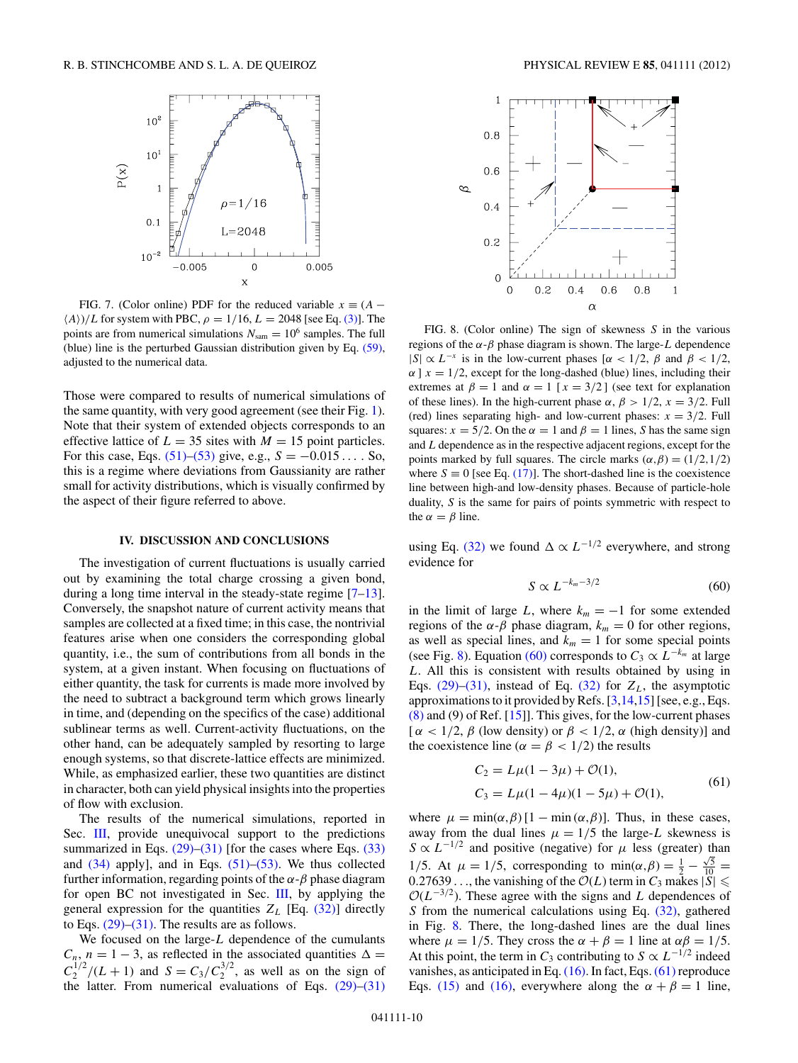FIG. 7. (Color online) PDF for the reduced variable $x \equiv (A - \langle A \rangle)/L$ for system with PBC, $\rho = 1/16$, $L = 2048$ [see Eq. (3)]. The points are from numerical simulations $N_{\rm sam} = 10^6$ samples. The full (blue) line is the perturbed Gaussian distribution given by Eq. (59), adjusted to the numerical data.

Those were compared to results of numerical simulations of the same quantity, with very good agreement (see their Fig. 1). Note that their system of extended objects corresponds to an effective lattice of $L = 35$ sites with $M = 15$ point particles. For this case, Eqs. (51)–(53) give, e.g., $S = -0.015\ldots$. So, this is a regime where deviations from Gaussianity are rather small for activity distributions, which is visually confirmed by the aspect of their figure referred to above.

## IV. DISCUSSION AND CONCLUSIONS

The investigation of current fluctuations is usually carried out by examining the total charge crossing a given bond, during a long time interval in the steady-state regime [7–13]. Conversely, the snapshot nature of current activity means that samples are collected at a fixed time; in this case, the nontrivial features arise when one considers the corresponding global quantity, i.e., the sum of contributions from all bonds in the system, at a given instant. When focusing on fluctuations of either quantity, the task for currents is made more involved by the need to subtract a background term which grows linearly in time, and (depending on the specifics of the case) additional sublinear terms as well. Current-activity fluctuations, on the other hand, can be adequately sampled by resorting to large enough systems, so that discrete-lattice effects are minimized. While, as emphasized earlier, these two quantities are distinct in character, both can yield physical insights into the properties of flow with exclusion.

The results of the numerical simulations, reported in Sec. III, provide unequivocal support to the predictions summarized in Eqs. (29)–(31) [for the cases where Eqs. (33) and (34) apply], and in Eqs. (51)–(53). We thus collected further information, regarding points of the $\alpha$-$\beta$ phase diagram for open BC not investigated in Sec. III, by applying the general expression for the quantities $Z_L$ [Eq. (32)] directly to Eqs. (29)–(31). The results are as follows.

We focused on the large-$L$ dependence of the cumulants $C_n$, $n = 1-3$, as reflected in the associated quantities $\Delta = C_2^{1/2}/(L+1)$ and $S = C_3/C_2^{3/2}$, as well as on the sign of the latter. From numerical evaluations of Eqs. (29)–(31)

FIG. 8. (Color online) The sign of skewness $S$ in the various regions of the $\alpha$-$\beta$ phase diagram is shown. The large-$L$ dependence $|S| \propto L^{-x}$ is in the low-current phases [$\alpha < 1/2$, $\beta$ and $\beta < 1/2$, $\alpha$ ] $x = 1/2$, except for the long-dashed (blue) lines, including their extremes at $\beta = 1$ and $\alpha = 1$ [ $x = 3/2$ ] (see text for explanation of these lines). In the high-current phase $\alpha$, $\beta > 1/2$, $x = 3/2$. Full (red) lines separating high- and low-current phases: $x = 3/2$. Full squares: $x = 5/2$. On the $\alpha = 1$ and $\beta = 1$ lines, $S$ has the same sign and $L$ dependence as in the respective adjacent regions, except for the points marked by full squares. The circle marks $(\alpha,\beta) = (1/2,1/2)$ where $S \equiv 0$ [see Eq. (17)]. The short-dashed line is the coexistence line between high-and low-density phases. Because of particle-hole duality, $S$ is the same for pairs of points symmetric with respect to the $\alpha = \beta$ line.

using Eq. (32) we found $\Delta \propto L^{-1/2}$ everywhere, and strong evidence for

$$S \propto L^{-k_m - 3/2} \tag{60}$$

in the limit of large $L$, where $k_m = -1$ for some extended regions of the $\alpha$-$\beta$ phase diagram, $k_m = 0$ for other regions, $k_m = 1$ for some special points (see Fig. 8). Equation (60) corresponds to $C_3 \propto L^{-k_m}$ at large $L$. All this is consistent with results obtained by using in Eqs. (29)–(31), instead of Eq. (32) for $Z_L$, the asymptotic approximations to it provided by Refs. [3,14,15] [see, e.g., Eqs. (8) and (9) of Ref. [15]]. This gives, for the low-current phases [ $\alpha < 1/2$, $\beta$ (low density) or $\beta < 1/2$, $\alpha$ (high density)] and the coexistence line ($\alpha = \beta < 1/2$) the results

$$\begin{aligned} C_2 &= L\mu(1-3\mu) + \mathcal{O}(1), \\ C_3 &= L\mu(1-4\mu)(1-5\mu) + \mathcal{O}(1), \end{aligned} \tag{61}$$

where $\mu = \min(\alpha,\beta)\,[1 - \min(\alpha,\beta)]$. Thus, in these cases, away from the dual lines $\mu = 1/5$ the large-$L$ skewness is $S \propto L^{-1/2}$ and positive (negative) for $\mu$ less (greater) than $1/5$. At $\mu = 1/5$, corresponding to $\min(\alpha,\beta) = \frac{1}{2} - \frac{\sqrt{5}}{10} = 0.27639\ldots$, the vanishing of the $\mathcal{O}(L)$ term in $C_3$ makes $|S| \leqslant \mathcal{O}(L^{-3/2})$. These agree with the signs and $L$ dependences of $S$ from the numerical calculations using Eq. (32), gathered in Fig. 8. There, the long-dashed lines are the dual lines where $\mu = 1/5$. They cross the $\alpha + \beta = 1$ line at $\alpha\beta = 1/5$. At this point, the term in $C_3$ contributing to $S \propto L^{-1/2}$ indeed vanishes, as anticipated in Eq. (16). In fact, Eqs. (61) reproduce Eqs. (15) and (16), everywhere along the $\alpha + \beta = 1$ line,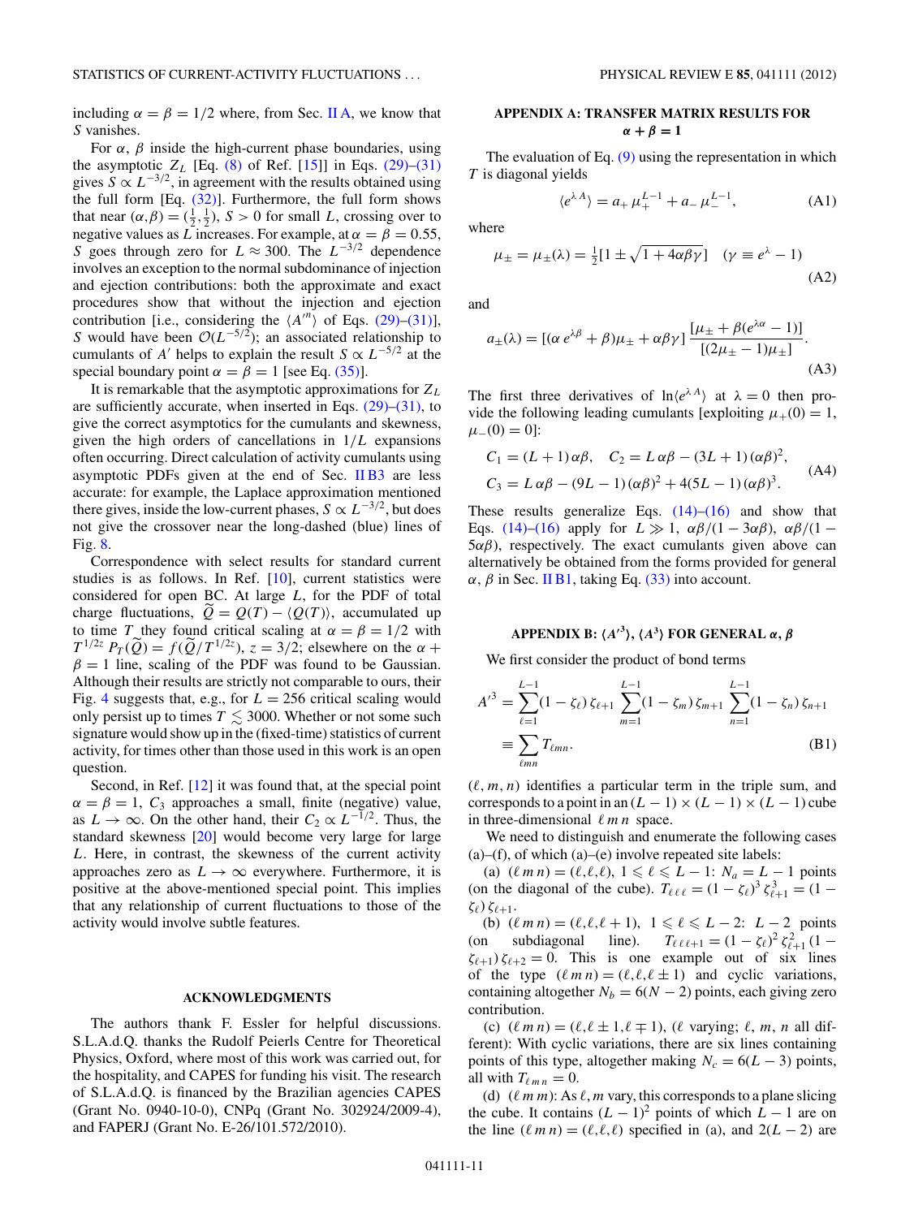including $\alpha = \beta = 1/2$ where, from Sec. II A, we know that $S$ vanishes.

For $\alpha$, $\beta$ inside the high-current phase boundaries, using the asymptotic $Z_L$ [Eq. (8) of Ref. [15]] in Eqs. (29)–(31) gives $S \propto L^{-3/2}$, in agreement with the results obtained using the full form [Eq. (32)]. Furthermore, the full form shows that near $(\alpha,\beta) = (\frac{1}{2},\frac{1}{2})$, $S > 0$ for small $L$, crossing over to negative values as $L$ increases. For example, at $\alpha = \beta = 0.55$, $S$ goes through zero for $L \approx 300$. The $L^{-3/2}$ dependence involves an exception to the normal subdominance of injection and ejection contributions: both the approximate and exact procedures show that without the injection and ejection contribution [i.e., considering the $\langle A'^n \rangle$ of Eqs. (29)–(31)], $S$ would have been $\mathcal{O}(L^{-5/2})$; an associated relationship to cumulants of $A'$ helps to explain the result $S \propto L^{-5/2}$ at the special boundary point $\alpha = \beta = 1$ [see Eq. (35)].

It is remarkable that the asymptotic approximations for $Z_L$ are sufficiently accurate, when inserted in Eqs. (29)–(31), to give the correct asymptotics for the cumulants and skewness, given the high orders of cancellations in $1/L$ expansions often occurring. Direct calculation of activity cumulants using asymptotic PDFs given at the end of Sec. II B3 are less accurate: for example, the Laplace approximation mentioned there gives, inside the low-current phases, $S \propto L^{-3/2}$, but does not give the crossover near the long-dashed (blue) lines of Fig. 8.

Correspondence with select results for standard current studies is as follows. In Ref. [10], current statistics were considered for open BC. At large $L$, for the PDF of total charge fluctuations, $\widetilde{Q} = Q(T) - \langle Q(T) \rangle$, accumulated up to time $T$ they found critical scaling at $\alpha = \beta = 1/2$ with $T^{1/2z} P_T(\widetilde{Q}) = f(\widetilde{Q}/T^{1/2z})$, $z = 3/2$; elsewhere on the $\alpha + \beta = 1$ line, scaling of the PDF was found to be Gaussian. Although their results are strictly not comparable to ours, their Fig. 4 suggests that, e.g., for $L = 256$ critical scaling would only persist up to times $T \lesssim 3000$. Whether or not some such signature would show up in the (fixed-time) statistics of current activity, for times other than those used in this work is an open question.

Second, in Ref. [12] it was found that, at the special point $\alpha = \beta = 1$, $C_3$ approaches a small, finite (negative) value, as $L \to \infty$. On the other hand, their $C_2 \propto L^{-1/2}$. Thus, the standard skewness [20] would become very large for large $L$. Here, in contrast, the skewness of the current activity approaches zero as $L \to \infty$ everywhere. Furthermore, it is positive at the above-mentioned special point. This implies that any relationship of current fluctuations to those of the activity would involve subtle features.

## ACKNOWLEDGMENTS

The authors thank F. Essler for helpful discussions. S.L.A.d.Q. thanks the Rudolf Peierls Centre for Theoretical Physics, Oxford, where most of this work was carried out, for the hospitality, and CAPES for funding his visit. The research of S.L.A.d.Q. is financed by the Brazilian agencies CAPES (Grant No. 0940-10-0), CNPq (Grant No. 302924/2009-4), and FAPERJ (Grant No. E-26/101.572/2010).

## APPENDIX A: TRANSFER MATRIX RESULTS FOR $\alpha + \beta = 1$

The evaluation of Eq. (9) using the representation in which $T$ is diagonal yields

$$\langle e^{\lambda A} \rangle = a_+ \, \mu_+^{L-1} + a_- \, \mu_-^{L-1}, \tag{A1}$$

where

$$\mu_\pm = \mu_\pm(\lambda) = \tfrac{1}{2}[1 \pm \sqrt{1 + 4\alpha\beta\gamma}] \quad (\gamma \equiv e^\lambda - 1) \tag{A2}$$

and

$$a_\pm(\lambda) = [(\alpha \, e^{\lambda\beta} + \beta)\mu_\pm + \alpha\beta\gamma] \, \frac{[\mu_\pm + \beta(e^{\lambda\alpha} - 1)]}{[(2\mu_\pm - 1)\mu_\pm]}. \tag{A3}$$

The first three derivatives of $\ln\langle e^{\lambda A} \rangle$ at $\lambda = 0$ then provide the following leading cumulants [exploiting $\mu_+(0) = 1$, $\mu_-(0) = 0$]:

$$\begin{aligned} C_1 &= (L+1)\,\alpha\beta, \quad C_2 = L\,\alpha\beta - (3L+1)\,(\alpha\beta)^2, \\ C_3 &= L\,\alpha\beta - (9L-1)\,(\alpha\beta)^2 + 4(5L-1)\,(\alpha\beta)^3. \end{aligned} \tag{A4}$$

These results generalize Eqs. (14)–(16) and show that Eqs. (14)–(16) apply for $L \gg 1$, $\alpha\beta/(1 - 3\alpha\beta)$, $\alpha\beta/(1 - 5\alpha\beta)$, respectively. The exact cumulants given above can alternatively be obtained from the forms provided for general $\alpha$, $\beta$ in Sec. II B1, taking Eq. (33) into account.

## APPENDIX B: $\langle A'^3 \rangle$, $\langle A^3 \rangle$ FOR GENERAL $\alpha$, $\beta$

We first consider the product of bond terms

$$\begin{aligned} A'^3 &= \sum_{\ell=1}^{L-1} (1 - \zeta_\ell)\,\zeta_{\ell+1} \sum_{m=1}^{L-1} (1 - \zeta_m)\,\zeta_{m+1} \sum_{n=1}^{L-1} (1 - \zeta_n)\,\zeta_{n+1} \\ &\equiv \sum_{\ell m n} T_{\ell m n}. \end{aligned} \tag{B1}$$

$(\ell, m, n)$ identifies a particular term in the triple sum, and corresponds to a point in an $(L-1) \times (L-1) \times (L-1)$ cube in three-dimensional $\ell\, m\, n$ space.

We need to distinguish and enumerate the following cases (a)–(f), of which (a)–(e) involve repeated site labels:

(a) $(\ell\, m\, n) = (\ell,\ell,\ell)$, $1 \leqslant \ell \leqslant L-1$: $N_a = L-1$ points (on the diagonal of the cube). $T_{\ell\,\ell\,\ell} = (1-\zeta_\ell)^3\,\zeta_{\ell+1}^3 = (1-\zeta_\ell)\,\zeta_{\ell+1}$.

(b) $(\ell\, m\, n) = (\ell,\ell,\ell+1)$, $1 \leqslant \ell \leqslant L-2$: $L-2$ points (on subdiagonal line). $T_{\ell\,\ell\,\ell+1} = (1-\zeta_\ell)^2\,\zeta_{\ell+1}^2\,(1-\zeta_{\ell+1})\,\zeta_{\ell+2} = 0$. This is one example out of six lines of the type $(\ell\, m\, n) = (\ell,\ell,\ell \pm 1)$ and cyclic variations, containing altogether $N_b = 6(N-2)$ points, each giving zero contribution.

(c) $(\ell\, m\, n) = (\ell,\ell \pm 1,\ell \mp 1)$, ($\ell$ varying; $\ell$, $m$, $n$ all different): With cyclic variations, there are six lines containing points of this type, altogether making $N_c = 6(L-3)$ points, all with $T_{\ell\, m\, n} = 0$.

(d) $(\ell\, m\, m)$: As $\ell, m$ vary, this corresponds to a plane slicing the cube. It contains $(L-1)^2$ points of which $L-1$ are on the line $(\ell\, m\, n) = (\ell,\ell,\ell)$ specified in (a), and $2(L-2)$ are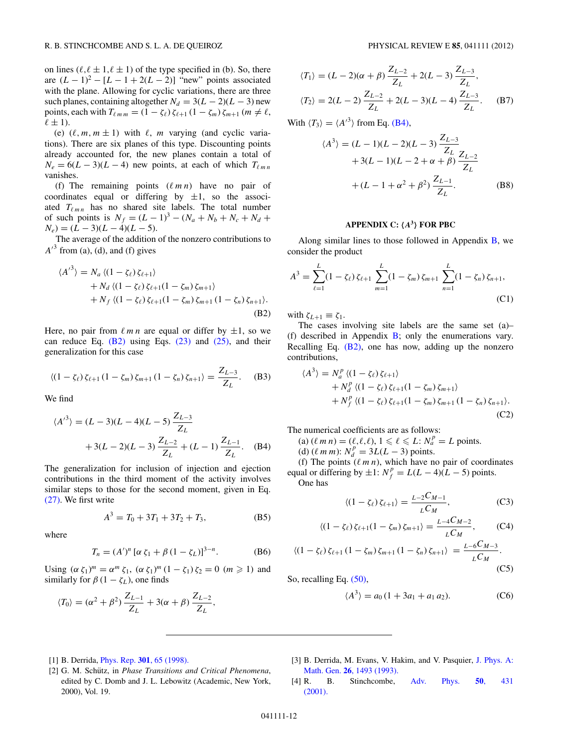on lines $(\ell, \ell \pm 1, \ell \pm 1)$ of the type specified in (b). So, there are $(L-1)^2 - [L-1+2(L-2)]$ "new" points associated with the plane. Allowing for cyclic variations, there are three such planes, containing altogether $N_d = 3(L-2)(L-3)$ new points, each with $T_{\ell m m} = (1-\zeta_\ell)\,\zeta_{\ell+1}\,(1-\zeta_m)\,\zeta_{m+1}$ $(m \neq \ell, \ell \pm 1)$.

(e) $(\ell, m, m \pm 1)$ with $\ell$, $m$ varying (and cyclic variations). There are six planes of this type. Discounting points already accounted for, the new planes contain a total of $N_e = 6(L-3)(L-4)$ new points, at each of which $T_{\ell m n}$ vanishes.

(f) The remaining points $(\ell\, m\, n)$ have no pair of coordinates equal or differing by $\pm 1$, so the associated $T_{\ell m n}$ has no shared site labels. The total number of such points is $N_f = (L-1)^3 - (N_a + N_b + N_c + N_d + N_e) = (L-3)(L-4)(L-5)$.

The average of the addition of the nonzero contributions to $A'^3$ from (a), (d), and (f) gives

$$
\begin{aligned}
\langle A'^3 \rangle = &\, N_a \,\langle (1-\zeta_\ell)\,\zeta_{\ell+1} \rangle \\
&+ N_d \,\langle (1-\zeta_\ell)\,\zeta_{\ell+1} (1-\zeta_m)\,\zeta_{m+1} \rangle \\
&+ N_f \,\langle (1-\zeta_\ell)\,\zeta_{\ell+1} (1-\zeta_m)\,\zeta_{m+1}\,(1-\zeta_n)\,\zeta_{n+1} \rangle .
\end{aligned} \tag{B2}
$$

Here, no pair from $\ell\, m\, n$ are equal or differ by $\pm 1$, so we can reduce Eq. (B2) using Eqs. (23) and (25), and their generalization for this case

$$
\langle (1-\zeta_\ell)\,\zeta_{\ell+1}\,(1-\zeta_m)\,\zeta_{m+1}\,(1-\zeta_n)\,\zeta_{n+1} \rangle = \frac{Z_{L-3}}{Z_L}. \tag{B3}
$$

We find

$$
\begin{aligned}
\langle A'^3 \rangle = &\,(L-3)(L-4)(L-5)\,\frac{Z_{L-3}}{Z_L} \\
&+ 3(L-2)(L-3)\,\frac{Z_{L-2}}{Z_L} + (L-1)\,\frac{Z_{L-1}}{Z_L}.
\end{aligned} \tag{B4}
$$

The generalization for inclusion of injection and ejection contributions in the third moment of the activity involves similar steps to those for the second moment, given in Eq. (27). We first write

$$
A^3 = T_0 + 3T_1 + 3T_2 + T_3, \tag{B5}
$$

where

$$
T_n = (A')^n\,[\alpha\,\zeta_1 + \beta\,(1-\zeta_L)]^{3-n}. \tag{B6}
$$

Using $(\alpha\,\zeta_1)^m = \alpha^m\,\zeta_1$, $(\alpha\,\zeta_1)^m\,(1-\zeta_1)\,\zeta_2 = 0$ $(m \geqslant 1)$ and similarly for $\beta\,(1-\zeta_L)$, one finds

$$
\langle T_0 \rangle = (\alpha^2 + \beta^2)\,\frac{Z_{L-1}}{Z_L} + 3(\alpha + \beta)\,\frac{Z_{L-2}}{Z_L},
$$

$$
\begin{aligned}
\langle T_1 \rangle &= (L-2)(\alpha+\beta)\,\frac{Z_{L-2}}{Z_L} + 2(L-3)\,\frac{Z_{L-3}}{Z_L}, \\
\langle T_2 \rangle &= 2(L-2)\,\frac{Z_{L-2}}{Z_L} + 2(L-3)(L-4)\,\frac{Z_{L-3}}{Z_L}.
\end{aligned} \tag{B7}
$$

With $\langle T_3 \rangle = \langle A'^3 \rangle$ from Eq. (B4),

$$
\begin{aligned}
\langle A^3 \rangle = &\,(L-1)(L-2)(L-3)\,\frac{Z_{L-3}}{Z_L} \\
&+ 3(L-1)(L-2+\alpha+\beta)\,\frac{Z_{L-2}}{Z_L} \\
&+ (L-1+\alpha^2+\beta^2)\,\frac{Z_{L-1}}{Z_L}.
\end{aligned} \tag{B8}
$$

## APPENDIX C: $\langle A^3 \rangle$ FOR PBC

Along similar lines to those followed in Appendix B, we consider the product

$$
A^3 = \sum_{\ell=1}^{L} (1-\zeta_\ell)\,\zeta_{\ell+1} \sum_{m=1}^{L} (1-\zeta_m)\,\zeta_{m+1} \sum_{n=1}^{L} (1-\zeta_n)\,\zeta_{n+1}, \tag{C1}
$$

with $\zeta_{L+1} \equiv \zeta_1$.

The cases involving site labels are the same set (a)–(f) described in Appendix B; only the enumerations vary. Recalling Eq. (B2), one has now, adding up the nonzero contributions,

$$
\begin{aligned}
\langle A^3 \rangle = &\, N_a^p \,\langle (1-\zeta_\ell)\,\zeta_{\ell+1} \rangle \\
&+ N_d^p \,\langle (1-\zeta_\ell)\,\zeta_{\ell+1} (1-\zeta_m)\,\zeta_{m+1} \rangle \\
&+ N_f^p \,\langle (1-\zeta_\ell)\,\zeta_{\ell+1} (1-\zeta_m)\,\zeta_{m+1}\,(1-\zeta_n)\,\zeta_{n+1} \rangle .
\end{aligned} \tag{C2}
$$

The numerical coefficients are as follows:

(a) $(\ell\, m\, n) = (\ell, \ell, \ell)$, $1 \leqslant \ell \leqslant L$: $N_a^p = L$ points.

(d) $(\ell\, m\, m)$: $N_d^p = 3L(L-3)$ points.

(f) The points $(\ell\, m\, n)$, which have no pair of coordinates equal or differing by $\pm 1$: $N_f^p = L(L-4)(L-5)$ points.

One has

$$
\langle (1-\zeta_\ell)\,\zeta_{\ell+1} \rangle = \frac{{}_{L-2}C_{M-1}}{{}_{L}C_{M}}, \tag{C3}
$$

$$
\langle (1-\zeta_\ell)\,\zeta_{\ell+1} (1-\zeta_m)\,\zeta_{m+1} \rangle = \frac{{}_{L-4}C_{M-2}}{{}_{L}C_{M}}, \tag{C4}
$$

$$
\langle (1-\zeta_\ell)\,\zeta_{\ell+1}\,(1-\zeta_m)\,\zeta_{m+1}\,(1-\zeta_n)\,\zeta_{n+1} \rangle = \frac{{}_{L-6}C_{M-3}}{{}_{L}C_{M}}. \tag{C5}
$$

So, recalling Eq. (50),

$$
\langle A^3 \rangle = a_0\,(1 + 3a_1 + a_1\,a_2). \tag{C6}
$$

---

[1] B. Derrida, Phys. Rep. **301**, 65 (1998).

[2] G. M. Schütz, in *Phase Transitions and Critical Phenomena*, edited by C. Domb and J. L. Lebowitz (Academic, New York, 2000), Vol. 19.

[3] B. Derrida, M. Evans, V. Hakim, and V. Pasquier, J. Phys. A: Math. Gen. **26**, 1493 (1993).

[4] R. B. Stinchcombe, Adv. Phys. **50**, 431 (2001).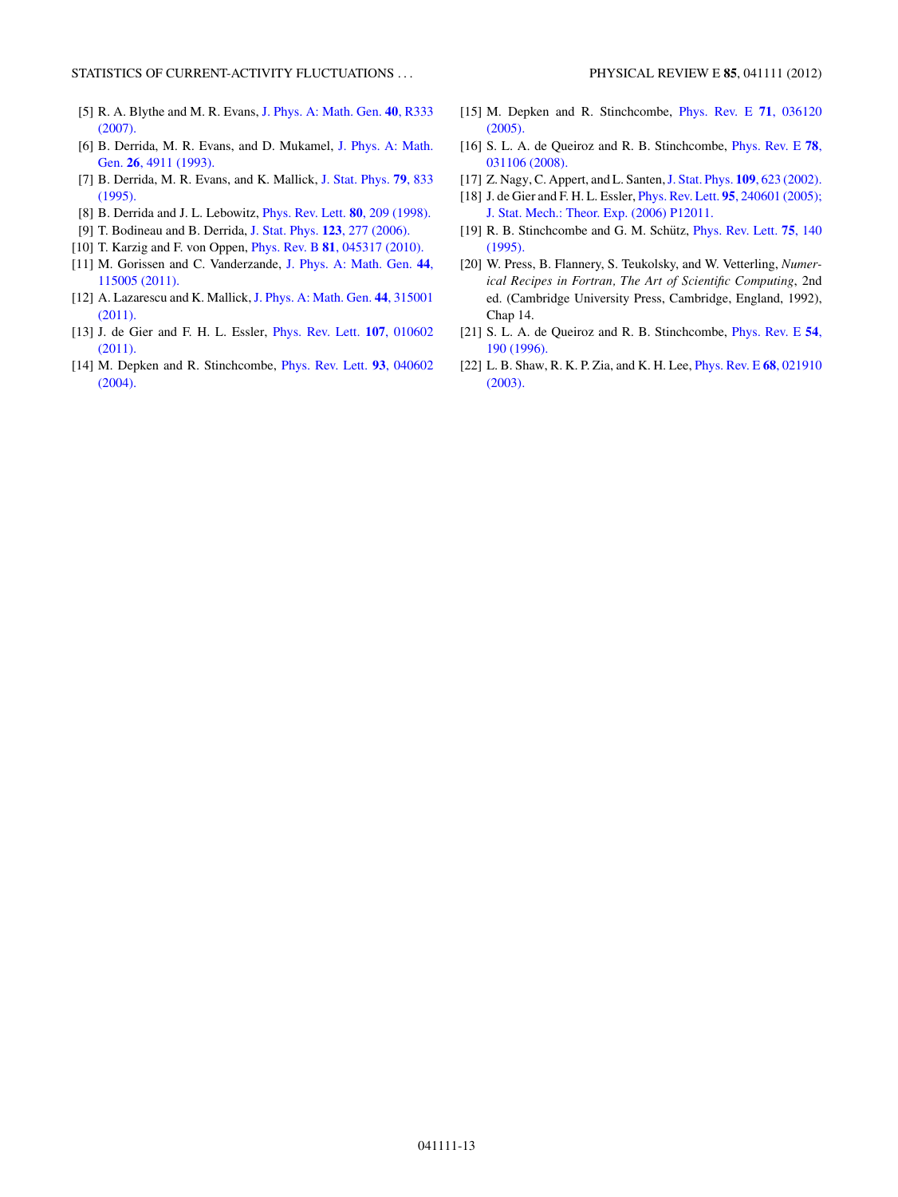[5] R. A. Blythe and M. R. Evans, J. Phys. A: Math. Gen. **40**, R333 (2007).

[6] B. Derrida, M. R. Evans, and D. Mukamel, J. Phys. A: Math. Gen. **26**, 4911 (1993).

[7] B. Derrida, M. R. Evans, and K. Mallick, J. Stat. Phys. **79**, 833 (1995).

[8] B. Derrida and J. L. Lebowitz, Phys. Rev. Lett. **80**, 209 (1998).

[9] T. Bodineau and B. Derrida, J. Stat. Phys. **123**, 277 (2006).

[10] T. Karzig and F. von Oppen, Phys. Rev. B **81**, 045317 (2010).

[11] M. Gorissen and C. Vanderzande, J. Phys. A: Math. Gen. **44**, 115005 (2011).

[12] A. Lazarescu and K. Mallick, J. Phys. A: Math. Gen. **44**, 315001 (2011).

[13] J. de Gier and F. H. L. Essler, Phys. Rev. Lett. **107**, 010602 (2011).

[14] M. Depken and R. Stinchcombe, Phys. Rev. Lett. **93**, 040602 (2004).

[15] M. Depken and R. Stinchcombe, Phys. Rev. E **71**, 036120 (2005).

[16] S. L. A. de Queiroz and R. B. Stinchcombe, Phys. Rev. E **78**, 031106 (2008).

[17] Z. Nagy, C. Appert, and L. Santen, J. Stat. Phys. **109**, 623 (2002).

[18] J. de Gier and F. H. L. Essler, Phys. Rev. Lett. **95**, 240601 (2005); J. Stat. Mech.: Theor. Exp. (2006) P12011.

[19] R. B. Stinchcombe and G. M. Schütz, Phys. Rev. Lett. **75**, 140 (1995).

[20] W. Press, B. Flannery, S. Teukolsky, and W. Vetterling, *Numerical Recipes in Fortran, The Art of Scientific Computing*, 2nd ed. (Cambridge University Press, Cambridge, England, 1992), Chap 14.

[21] S. L. A. de Queiroz and R. B. Stinchcombe, Phys. Rev. E **54**, 190 (1996).

[22] L. B. Shaw, R. K. P. Zia, and K. H. Lee, Phys. Rev. E **68**, 021910 (2003).